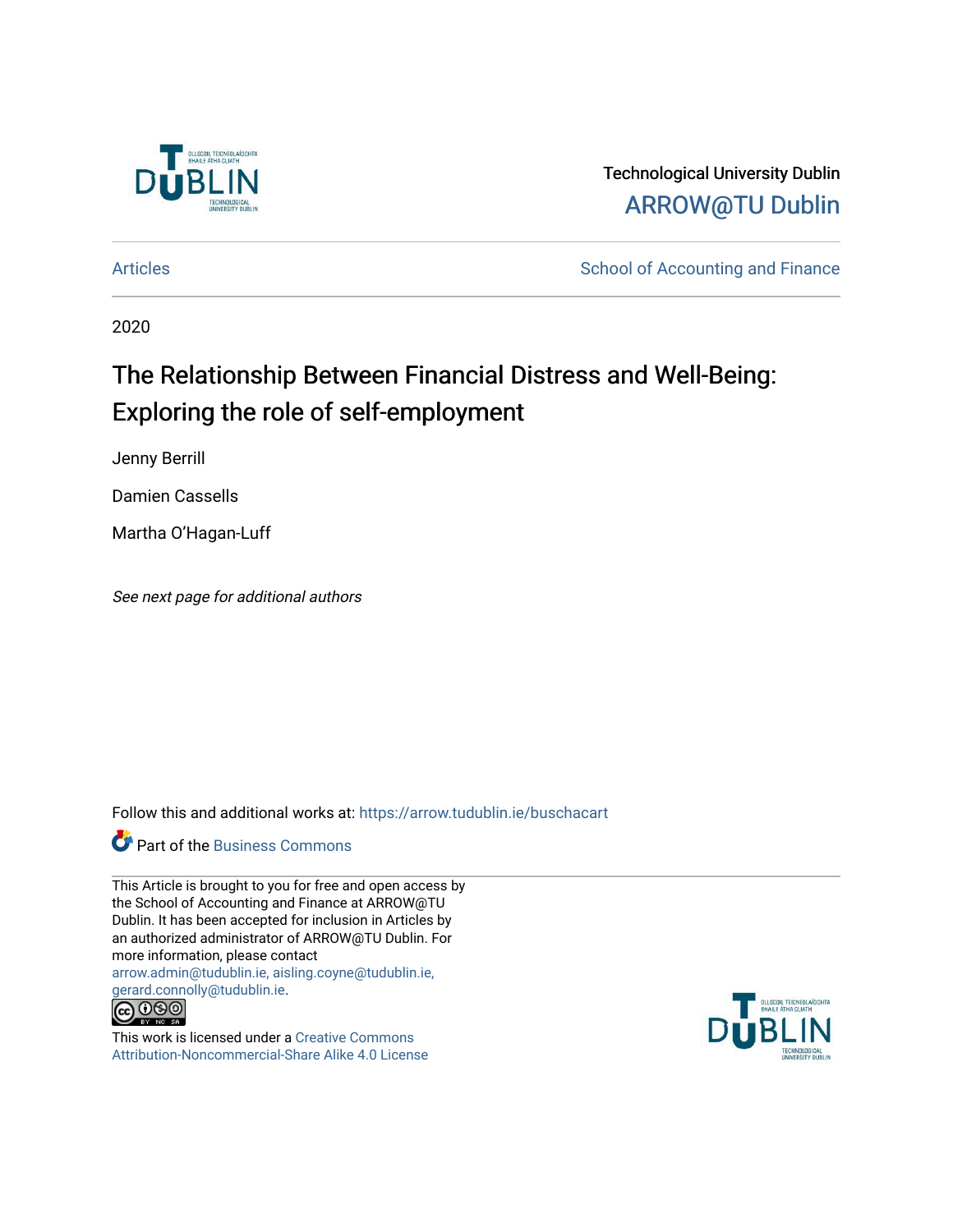Technological University Dublin

ARROW@TU Dublin

Articles

School of Accounting and Finance

2020

# The Relationship Between Financial Distress and Well-Being: Exploring the role of self-employment

Jenny Berrill

Damien Cassells

Martha O'Hagan-Luff

*See next page for additional authors*

Follow this and additional works at: https://arrow.tudublin.ie/buschacart

Part of the Business Commons

This Article is brought to you for free and open access by the School of Accounting and Finance at ARROW@TU Dublin. It has been accepted for inclusion in Articles by an authorized administrator of ARROW@TU Dublin. For more information, please contact arrow.admin@tudublin.ie, aisling.coyne@tudublin.ie, gerard.connolly@tudublin.ie.

This work is licensed under a Creative Commons Attribution-Noncommercial-Share Alike 4.0 License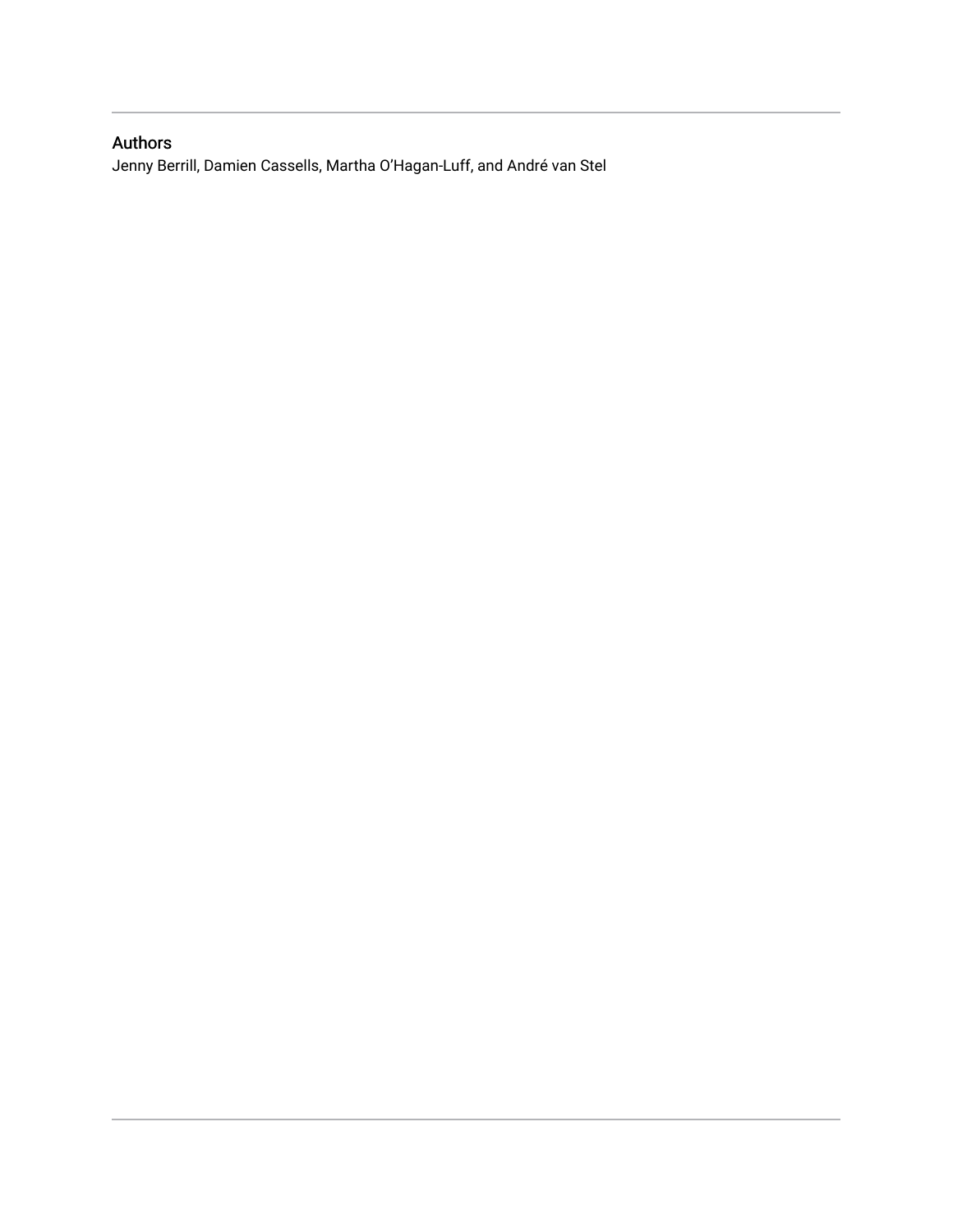## Authors

Jenny Berrill, Damien Cassells, Martha O'Hagan-Luff, and André van Stel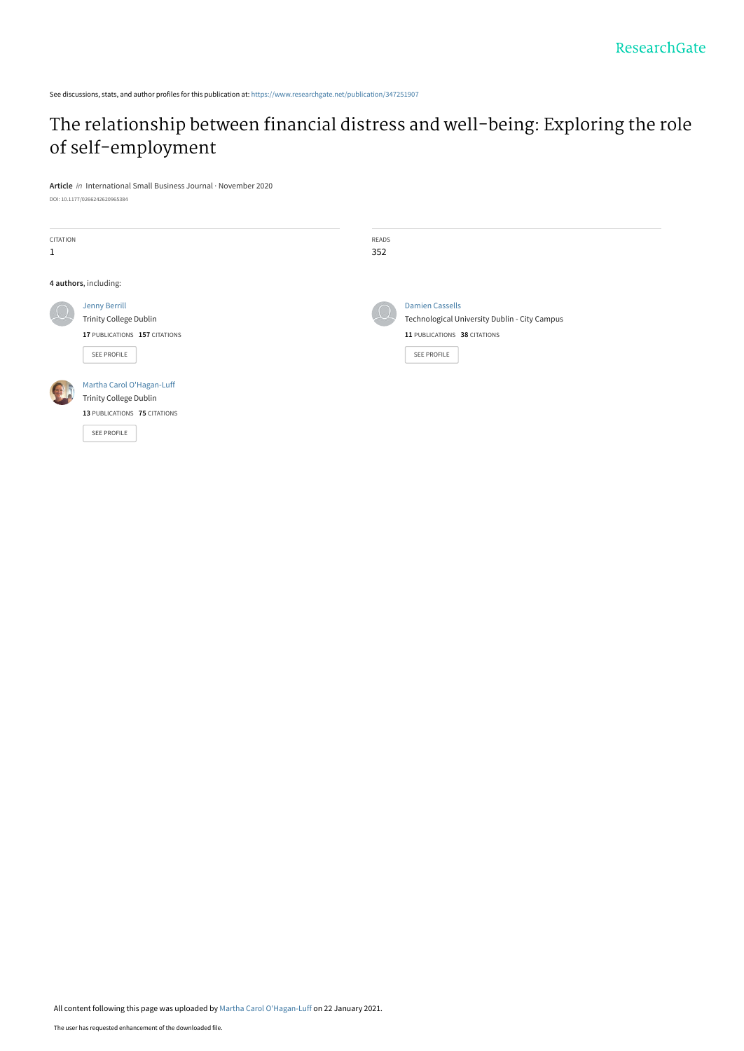See discussions, stats, and author profiles for this publication at: https://www.researchgate.net/publication/347251907

# The relationship between financial distress and well-being: Exploring the role of self-employment

**Article** *in* International Small Business Journal · November 2020

DOI: 10.1177/0266242620965384

| CITATION | READS |
|---|---|
| 1 | 352 |

**4 authors**, including:

Jenny Berrill
Trinity College Dublin
**17** PUBLICATIONS **157** CITATIONS

SEE PROFILE

Damien Cassells
Technological University Dublin - City Campus
**11** PUBLICATIONS **38** CITATIONS

SEE PROFILE

Martha Carol O'Hagan-Luff
Trinity College Dublin
**13** PUBLICATIONS **75** CITATIONS

SEE PROFILE

All content following this page was uploaded by Martha Carol O'Hagan-Luff on 22 January 2021.

The user has requested enhancement of the downloaded file.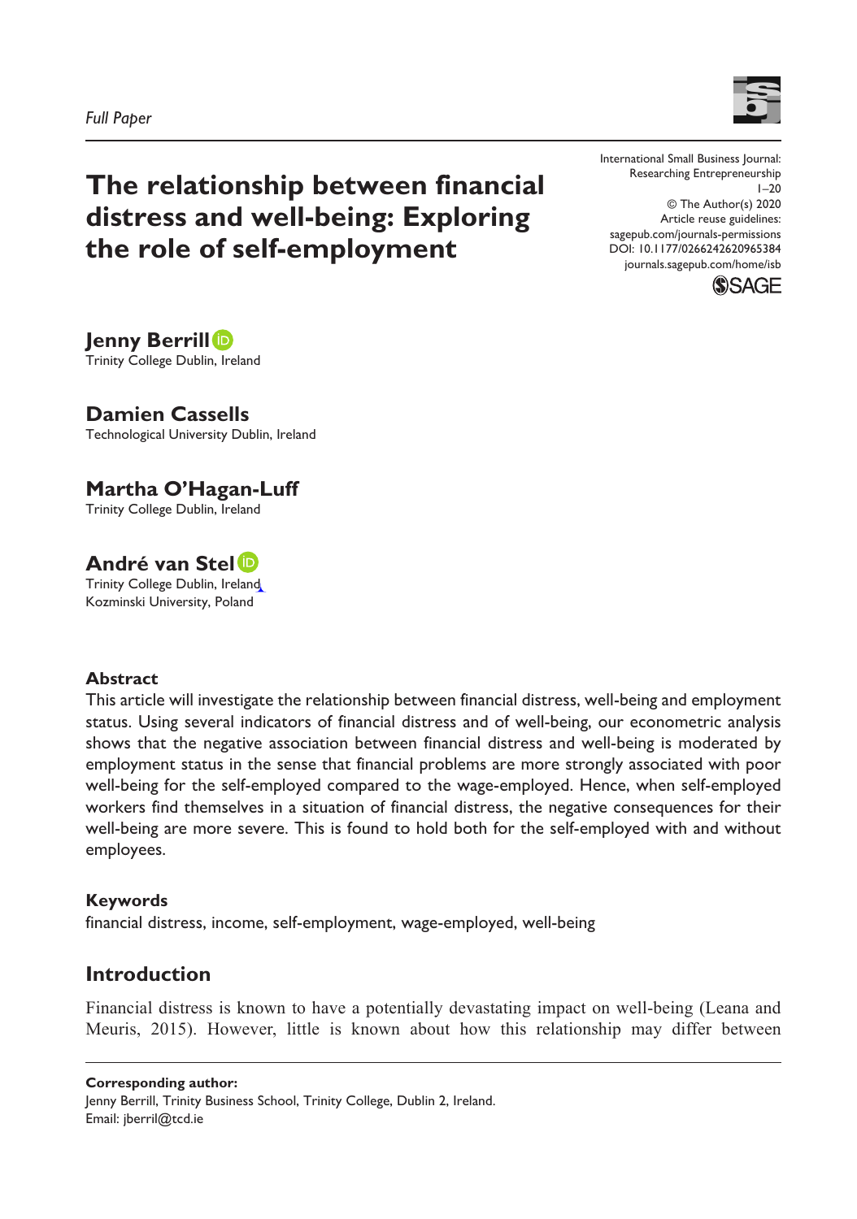Full Paper

# The relationship between financial distress and well-being: Exploring the role of self-employment

International Small Business Journal: Researching Entrepreneurship
1–20
© The Author(s) 2020
Article reuse guidelines: sagepub.com/journals-permissions
DOI: 10.1177/0266242620965384
journals.sagepub.com/home/isb

**Jenny Berrill**
Trinity College Dublin, Ireland

**Damien Cassells**
Technological University Dublin, Ireland

**Martha O'Hagan-Luff**
Trinity College Dublin, Ireland

**André van Stel**
Trinity College Dublin, Ireland
Kozminski University, Poland

## Abstract

This article will investigate the relationship between financial distress, well-being and employment status. Using several indicators of financial distress and of well-being, our econometric analysis shows that the negative association between financial distress and well-being is moderated by employment status in the sense that financial problems are more strongly associated with poor well-being for the self-employed compared to the wage-employed. Hence, when self-employed workers find themselves in a situation of financial distress, the negative consequences for their well-being are more severe. This is found to hold both for the self-employed with and without employees.

## Keywords

financial distress, income, self-employment, wage-employed, well-being

## Introduction

Financial distress is known to have a potentially devastating impact on well-being (Leana and Meuris, 2015). However, little is known about how this relationship may differ between

**Corresponding author:**
Jenny Berrill, Trinity Business School, Trinity College, Dublin 2, Ireland.
Email: jberril@tcd.ie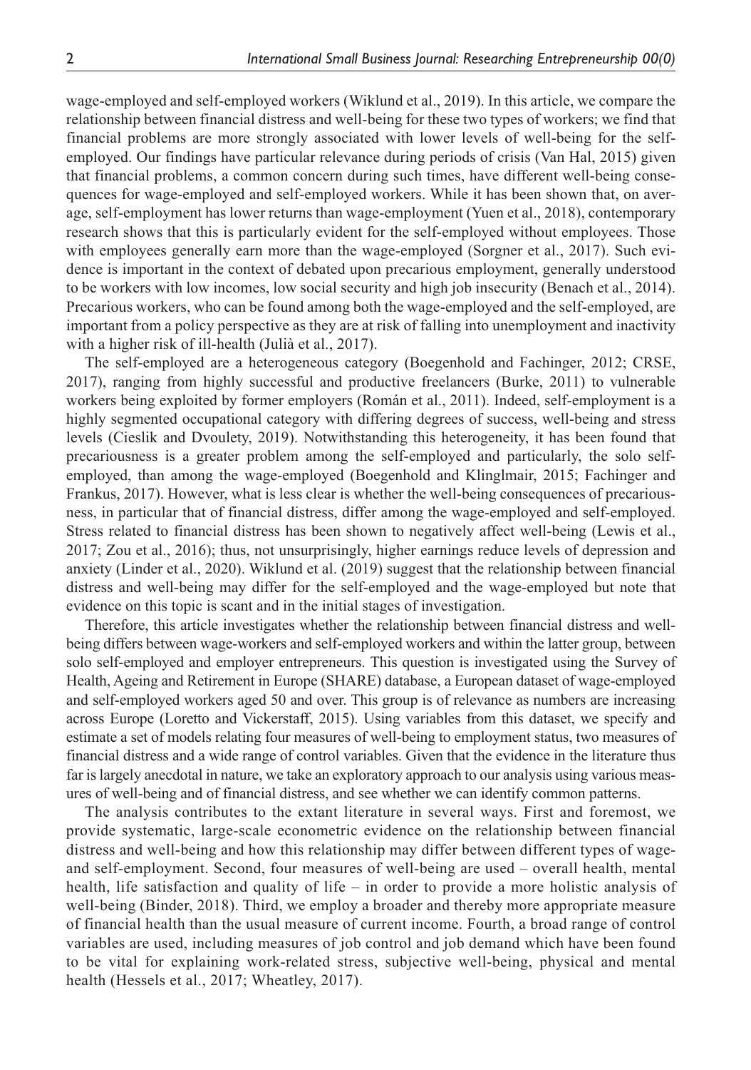wage-employed and self-employed workers (Wiklund et al., 2019). In this article, we compare the relationship between financial distress and well-being for these two types of workers; we find that financial problems are more strongly associated with lower levels of well-being for the self-employed. Our findings have particular relevance during periods of crisis (Van Hal, 2015) given that financial problems, a common concern during such times, have different well-being consequences for wage-employed and self-employed workers. While it has been shown that, on average, self-employment has lower returns than wage-employment (Yuen et al., 2018), contemporary research shows that this is particularly evident for the self-employed without employees. Those with employees generally earn more than the wage-employed (Sorgner et al., 2017). Such evidence is important in the context of debated upon precarious employment, generally understood to be workers with low incomes, low social security and high job insecurity (Benach et al., 2014). Precarious workers, who can be found among both the wage-employed and the self-employed, are important from a policy perspective as they are at risk of falling into unemployment and inactivity with a higher risk of ill-health (Julià et al., 2017).

The self-employed are a heterogeneous category (Boegenhold and Fachinger, 2012; CRSE, 2017), ranging from highly successful and productive freelancers (Burke, 2011) to vulnerable workers being exploited by former employers (Román et al., 2011). Indeed, self-employment is a highly segmented occupational category with differing degrees of success, well-being and stress levels (Cieslik and Dvouletý, 2019). Notwithstanding this heterogeneity, it has been found that precariousness is a greater problem among the self-employed and particularly, the solo self-employed, than among the wage-employed (Boegenhold and Klinglmair, 2015; Fachinger and Frankus, 2017). However, what is less clear is whether the well-being consequences of precariousness, in particular that of financial distress, differ among the wage-employed and self-employed. Stress related to financial distress has been shown to negatively affect well-being (Lewis et al., 2017; Zou et al., 2016); thus, not unsurprisingly, higher earnings reduce levels of depression and anxiety (Linder et al., 2020). Wiklund et al. (2019) suggest that the relationship between financial distress and well-being may differ for the self-employed and the wage-employed but note that evidence on this topic is scant and in the initial stages of investigation.

Therefore, this article investigates whether the relationship between financial distress and well-being differs between wage-workers and self-employed workers and within the latter group, between solo self-employed and employer entrepreneurs. This question is investigated using the Survey of Health, Ageing and Retirement in Europe (SHARE) database, a European dataset of wage-employed and self-employed workers aged 50 and over. This group is of relevance as numbers are increasing across Europe (Loretto and Vickerstaff, 2015). Using variables from this dataset, we specify and estimate a set of models relating four measures of well-being to employment status, two measures of financial distress and a wide range of control variables. Given that the evidence in the literature thus far is largely anecdotal in nature, we take an exploratory approach to our analysis using various measures of well-being and of financial distress, and see whether we can identify common patterns.

The analysis contributes to the extant literature in several ways. First and foremost, we provide systematic, large-scale econometric evidence on the relationship between financial distress and well-being and how this relationship may differ between different types of wage- and self-employment. Second, four measures of well-being are used – overall health, mental health, life satisfaction and quality of life – in order to provide a more holistic analysis of well-being (Binder, 2018). Third, we employ a broader and thereby more appropriate measure of financial health than the usual measure of current income. Fourth, a broad range of control variables are used, including measures of job control and job demand which have been found to be vital for explaining work-related stress, subjective well-being, physical and mental health (Hessels et al., 2017; Wheatley, 2017).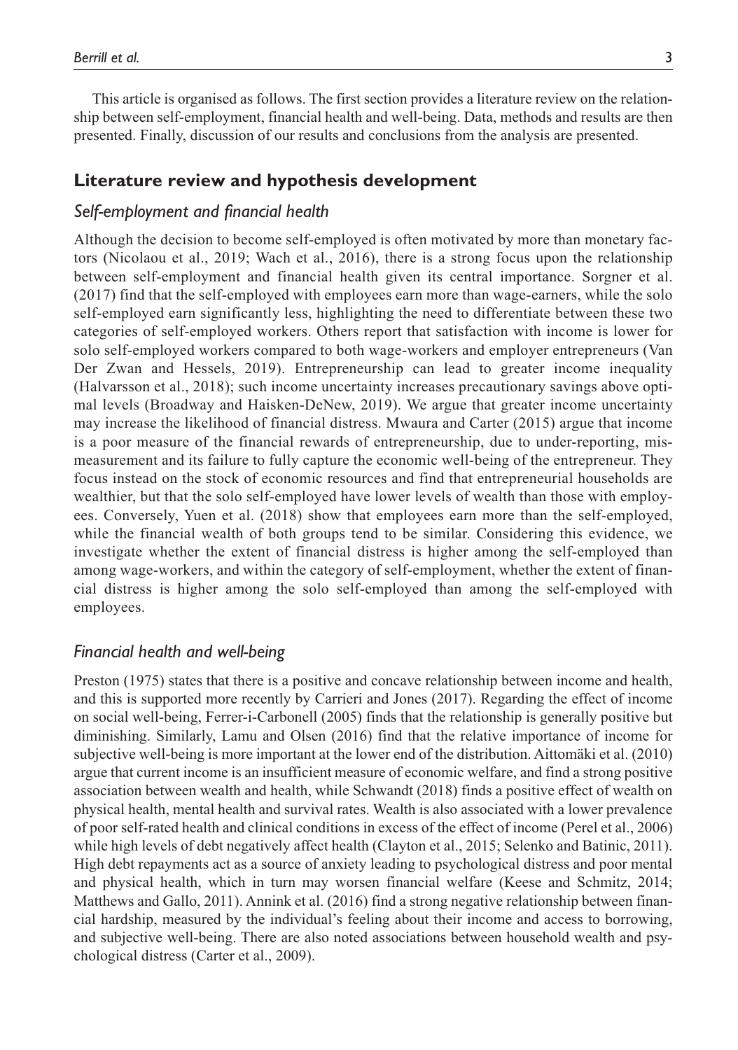This article is organised as follows. The first section provides a literature review on the relationship between self-employment, financial health and well-being. Data, methods and results are then presented. Finally, discussion of our results and conclusions from the analysis are presented.

## Literature review and hypothesis development

### *Self-employment and financial health*

Although the decision to become self-employed is often motivated by more than monetary factors (Nicolaou et al., 2019; Wach et al., 2016), there is a strong focus upon the relationship between self-employment and financial health given its central importance. Sorgner et al. (2017) find that the self-employed with employees earn more than wage-earners, while the solo self-employed earn significantly less, highlighting the need to differentiate between these two categories of self-employed workers. Others report that satisfaction with income is lower for solo self-employed workers compared to both wage-workers and employer entrepreneurs (Van Der Zwan and Hessels, 2019). Entrepreneurship can lead to greater income inequality (Halvarsson et al., 2018); such income uncertainty increases precautionary savings above optimal levels (Broadway and Haisken-DeNew, 2019). We argue that greater income uncertainty may increase the likelihood of financial distress. Mwaura and Carter (2015) argue that income is a poor measure of the financial rewards of entrepreneurship, due to under-reporting, mismeasurement and its failure to fully capture the economic well-being of the entrepreneur. They focus instead on the stock of economic resources and find that entrepreneurial households are wealthier, but that the solo self-employed have lower levels of wealth than those with employees. Conversely, Yuen et al. (2018) show that employees earn more than the self-employed, while the financial wealth of both groups tend to be similar. Considering this evidence, we investigate whether the extent of financial distress is higher among the self-employed than among wage-workers, and within the category of self-employment, whether the extent of financial distress is higher among the solo self-employed than among the self-employed with employees.

### *Financial health and well-being*

Preston (1975) states that there is a positive and concave relationship between income and health, and this is supported more recently by Carrieri and Jones (2017). Regarding the effect of income on social well-being, Ferrer-i-Carbonell (2005) finds that the relationship is generally positive but diminishing. Similarly, Lamu and Olsen (2016) find that the relative importance of income for subjective well-being is more important at the lower end of the distribution. Aittomäki et al. (2010) argue that current income is an insufficient measure of economic welfare, and find a strong positive association between wealth and health, while Schwandt (2018) finds a positive effect of wealth on physical health, mental health and survival rates. Wealth is also associated with a lower prevalence of poor self-rated health and clinical conditions in excess of the effect of income (Perel et al., 2006) while high levels of debt negatively affect health (Clayton et al., 2015; Selenko and Batinic, 2011). High debt repayments act as a source of anxiety leading to psychological distress and poor mental and physical health, which in turn may worsen financial welfare (Keese and Schmitz, 2014; Matthews and Gallo, 2011). Annink et al. (2016) find a strong negative relationship between financial hardship, measured by the individual's feeling about their income and access to borrowing, and subjective well-being. There are also noted associations between household wealth and psychological distress (Carter et al., 2009).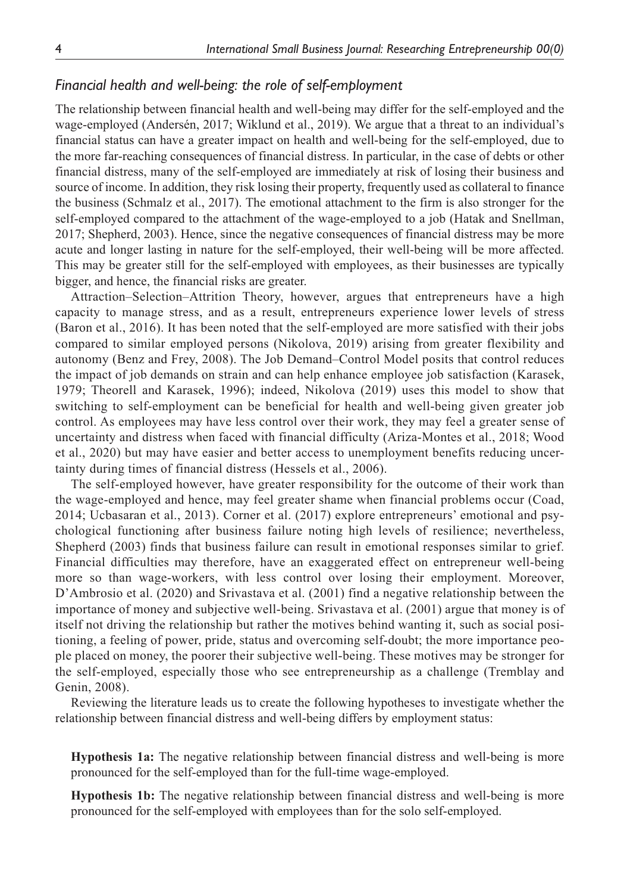### *Financial health and well-being: the role of self-employment*

The relationship between financial health and well-being may differ for the self-employed and the wage-employed (Andersén, 2017; Wiklund et al., 2019). We argue that a threat to an individual's financial status can have a greater impact on health and well-being for the self-employed, due to the more far-reaching consequences of financial distress. In particular, in the case of debts or other financial distress, many of the self-employed are immediately at risk of losing their business and source of income. In addition, they risk losing their property, frequently used as collateral to finance the business (Schmalz et al., 2017). The emotional attachment to the firm is also stronger for the self-employed compared to the attachment of the wage-employed to a job (Hatak and Snellman, 2017; Shepherd, 2003). Hence, since the negative consequences of financial distress may be more acute and longer lasting in nature for the self-employed, their well-being will be more affected. This may be greater still for the self-employed with employees, as their businesses are typically bigger, and hence, the financial risks are greater.

Attraction–Selection–Attrition Theory, however, argues that entrepreneurs have a high capacity to manage stress, and as a result, entrepreneurs experience lower levels of stress (Baron et al., 2016). It has been noted that the self-employed are more satisfied with their jobs compared to similar employed persons (Nikolova, 2019) arising from greater flexibility and autonomy (Benz and Frey, 2008). The Job Demand–Control Model posits that control reduces the impact of job demands on strain and can help enhance employee job satisfaction (Karasek, 1979; Theorell and Karasek, 1996); indeed, Nikolova (2019) uses this model to show that switching to self-employment can be beneficial for health and well-being given greater job control. As employees may have less control over their work, they may feel a greater sense of uncertainty and distress when faced with financial difficulty (Ariza-Montes et al., 2018; Wood et al., 2020) but may have easier and better access to unemployment benefits reducing uncertainty during times of financial distress (Hessels et al., 2006).

The self-employed however, have greater responsibility for the outcome of their work than the wage-employed and hence, may feel greater shame when financial problems occur (Coad, 2014; Ucbasaran et al., 2013). Corner et al. (2017) explore entrepreneurs' emotional and psychological functioning after business failure noting high levels of resilience; nevertheless, Shepherd (2003) finds that business failure can result in emotional responses similar to grief. Financial difficulties may therefore, have an exaggerated effect on entrepreneur well-being more so than wage-workers, with less control over losing their employment. Moreover, D'Ambrosio et al. (2020) and Srivastava et al. (2001) find a negative relationship between the importance of money and subjective well-being. Srivastava et al. (2001) argue that money is of itself not driving the relationship but rather the motives behind wanting it, such as social positioning, a feeling of power, pride, status and overcoming self-doubt; the more importance people placed on money, the poorer their subjective well-being. These motives may be stronger for the self-employed, especially those who see entrepreneurship as a challenge (Tremblay and Genin, 2008).

Reviewing the literature leads us to create the following hypotheses to investigate whether the relationship between financial distress and well-being differs by employment status:

**Hypothesis 1a:** The negative relationship between financial distress and well-being is more pronounced for the self-employed than for the full-time wage-employed.

**Hypothesis 1b:** The negative relationship between financial distress and well-being is more pronounced for the self-employed with employees than for the solo self-employed.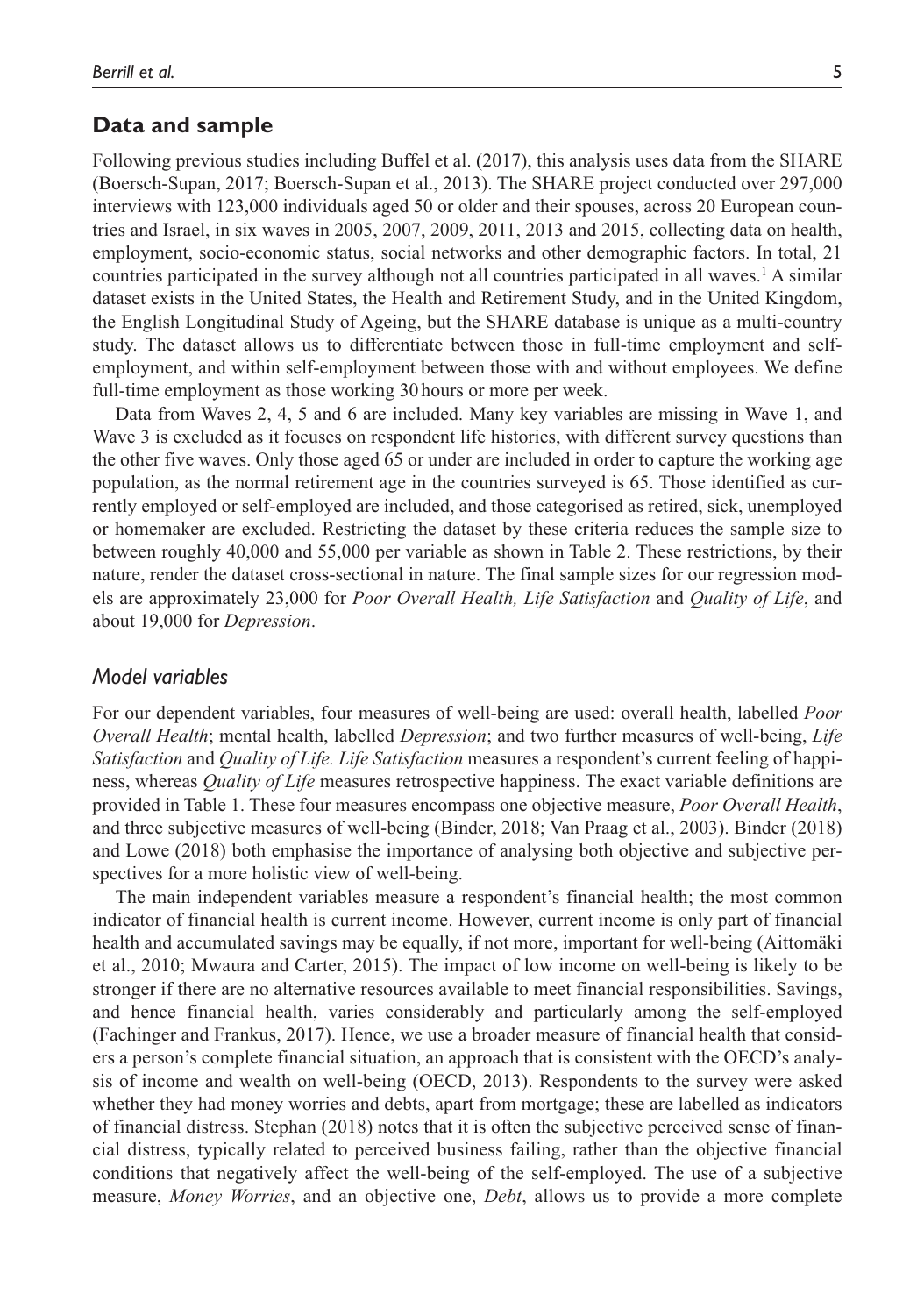## Data and sample

Following previous studies including Buffel et al. (2017), this analysis uses data from the SHARE (Boersch-Supan, 2017; Boersch-Supan et al., 2013). The SHARE project conducted over 297,000 interviews with 123,000 individuals aged 50 or older and their spouses, across 20 European countries and Israel, in six waves in 2005, 2007, 2009, 2011, 2013 and 2015, collecting data on health, employment, socio-economic status, social networks and other demographic factors. In total, 21 countries participated in the survey although not all countries participated in all waves.[1] A similar dataset exists in the United States, the Health and Retirement Study, and in the United Kingdom, the English Longitudinal Study of Ageing, but the SHARE database is unique as a multi-country study. The dataset allows us to differentiate between those in full-time employment and self-employment, and within self-employment between those with and without employees. We define full-time employment as those working 30 hours or more per week.

Data from Waves 2, 4, 5 and 6 are included. Many key variables are missing in Wave 1, and Wave 3 is excluded as it focuses on respondent life histories, with different survey questions than the other five waves. Only those aged 65 or under are included in order to capture the working age population, as the normal retirement age in the countries surveyed is 65. Those identified as currently employed or self-employed are included, and those categorised as retired, sick, unemployed or homemaker are excluded. Restricting the dataset by these criteria reduces the sample size to between roughly 40,000 and 55,000 per variable as shown in Table 2. These restrictions, by their nature, render the dataset cross-sectional in nature. The final sample sizes for our regression models are approximately 23,000 for *Poor Overall Health, Life Satisfaction* and *Quality of Life*, and about 19,000 for *Depression*.

### *Model variables*

For our dependent variables, four measures of well-being are used: overall health, labelled *Poor Overall Health*; mental health, labelled *Depression*; and two further measures of well-being, *Life Satisfaction* and *Quality of Life. Life Satisfaction* measures a respondent's current feeling of happiness, whereas *Quality of Life* measures retrospective happiness. The exact variable definitions are provided in Table 1. These four measures encompass one objective measure, *Poor Overall Health*, and three subjective measures of well-being (Binder, 2018; Van Praag et al., 2003). Binder (2018) and Lowe (2018) both emphasise the importance of analysing both objective and subjective perspectives for a more holistic view of well-being.

The main independent variables measure a respondent's financial health; the most common indicator of financial health is current income. However, current income is only part of financial health and accumulated savings may be equally, if not more, important for well-being (Aittomäki et al., 2010; Mwaura and Carter, 2015). The impact of low income on well-being is likely to be stronger if there are no alternative resources available to meet financial responsibilities. Savings, and hence financial health, varies considerably and particularly among the self-employed (Fachinger and Frankus, 2017). Hence, we use a broader measure of financial health that considers a person's complete financial situation, an approach that is consistent with the OECD's analysis of income and wealth on well-being (OECD, 2013). Respondents to the survey were asked whether they had money worries and debts, apart from mortgage; these are labelled as indicators of financial distress. Stephan (2018) notes that it is often the subjective perceived sense of financial distress, typically related to perceived business failing, rather than the objective financial conditions that negatively affect the well-being of the self-employed. The use of a subjective measure, *Money Worries*, and an objective one, *Debt*, allows us to provide a more complete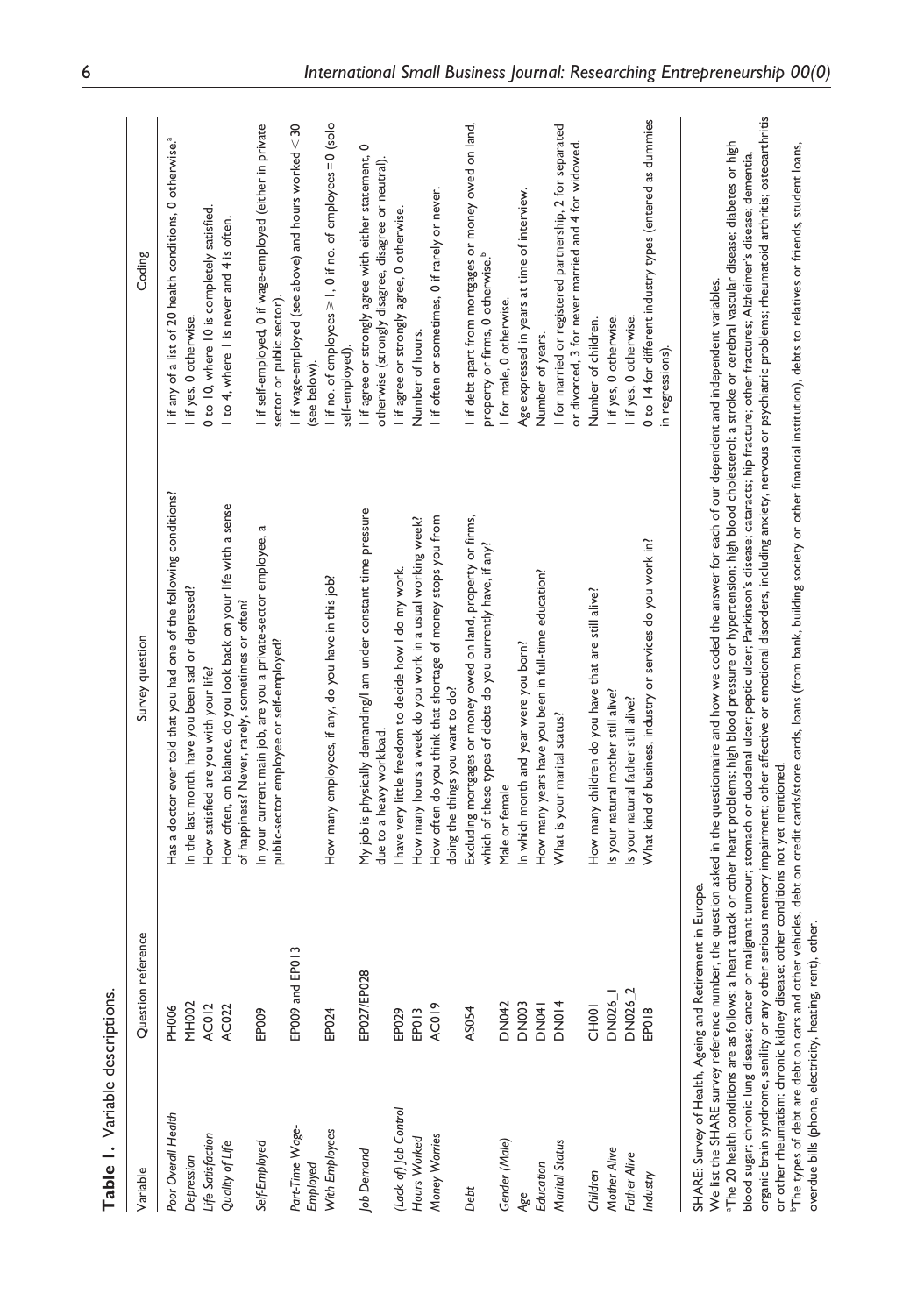**Table 1.** Variable descriptions.

| Variable | Question reference | Survey question | Coding |
|---|---|---|---|
| *Poor Overall Health* | PH006 | Has a doctor ever told that you had one of the following conditions? | 1 if any of a list of 20 health conditions, 0 otherwise.[a] |
| *Depression* | MH002 | In the last month, have you been sad or depressed? | 1 if yes, 0 otherwise. |
| *Life Satisfaction* | AC012 | How satisfied are you with your life? | 0 to 10, where 10 is completely satisfied. |
| *Quality of Life* | AC022 | How often, on balance, do you look back on your life with a sense of happiness? Never, rarely, sometimes or often? | 1 to 4, where 1 is never and 4 is often. |
| *Self-Employed* | EP009 | In your current main job, are you a private-sector employee, a public-sector employee or self-employed? | 1 if self-employed, 0 if wage-employed (either in private sector or public sector). |
| *Part-Time Wage-Employed* | EP009 and EP013 | | 1 if wage-employed (see above) and hours worked $< 30$ (see below). |
| *With Employees* | EP024 | How many employees, if any, do you have in this job? | 1 if no. of employees $\geq 1$, 0 if no. of employees $= 0$ (solo self-employed). |
| *Job Demand* | EP027/EP028 | My job is physically demanding/I am under constant time pressure due to a heavy workload. | 1 if agree or strongly agree with either statement, 0 otherwise (strongly disagree, disagree or neutral). |
| *(Lack of) Job Control* | EP029 | I have very little freedom to decide how I do my work. | 1 if agree or strongly agree, 0 otherwise. |
| *Hours Worked* | EP013 | How many hours a week do you work in a usual working week? | Number of hours. |
| *Money Worries* | AC019 | How often do you think that shortage of money stops you from doing the things you want to do? | 1 if often or sometimes, 0 if rarely or never. |
| *Debt* | AS054 | Excluding mortgages or money owed on land, property or firms, which of these types of debts do you currently have, if any? | 1 if debt apart from mortgages or money owed on land, property or firms, 0 otherwise.[b] |
| *Gender (Male)* | DN042 | Male or female | 1 for male, 0 otherwise. |
| *Age* | DN003 | In which month and year were you born? | Age expressed in years at time of interview. |
| *Education* | DN041 | How many years have you been in full-time education? | Number of years. |
| *Marital Status* | DN014 | What is your marital status? | 1 for married or registered partnership, 2 for separated or divorced, 3 for never married and 4 for widowed. |
| *Children* | CH001 | How many children do you have that are still alive? | Number of children. |
| *Mother Alive* | DN026_1 | Is your natural mother still alive? | 1 if yes, 0 otherwise. |
| *Father Alive* | DN026_2 | Is your natural father still alive? | 1 if yes, 0 otherwise. |
| *Industry* | EP018 | What kind of business, industry or services do you work in? | 0 to 14 for different industry types (entered as dummies in regressions). |

SHARE: Survey of Health, Ageing and Retirement in Europe.

We list the SHARE survey reference number, the question asked in the questionnaire and how we coded the answer for each of our dependent and independent variables.

[a]The 20 health conditions are as follows: a heart attack or other heart problems; high blood pressure or hypertension; high blood cholesterol; a stroke or cerebral vascular disease; diabetes or high blood sugar; chronic lung disease; cancer or malignant tumour; stomach or duodenal ulcer; peptic ulcer; Parkinson's disease; cataracts; hip fracture; other fractures; Alzheimer's disease; dementia, organic brain syndrome, senility or any other serious memory impairment; other affective or emotional disorders, including anxiety, nervous or psychiatric problems; rheumatoid arthritis; osteoarthritis or other rheumatism; chronic kidney disease; other conditions not yet mentioned.

[b]The types of debt are debt on cars and other vehicles, debt on credit cards/store cards, loans (from bank, building society or other financial institution), debts to relatives or friends, student loans, overdue bills (phone, electricity, heating, rent), other.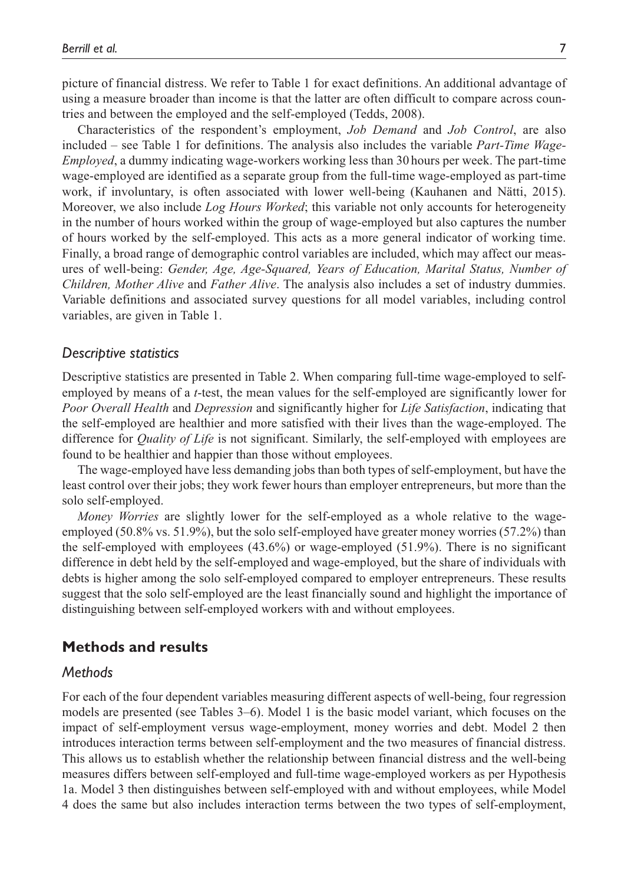picture of financial distress. We refer to Table 1 for exact definitions. An additional advantage of using a measure broader than income is that the latter are often difficult to compare across countries and between the employed and the self-employed (Tedds, 2008).

Characteristics of the respondent's employment, *Job Demand* and *Job Control*, are also included – see Table 1 for definitions. The analysis also includes the variable *Part-Time Wage-Employed*, a dummy indicating wage-workers working less than 30 hours per week. The part-time wage-employed are identified as a separate group from the full-time wage-employed as part-time work, if involuntary, is often associated with lower well-being (Kauhanen and Nätti, 2015). Moreover, we also include *Log Hours Worked*; this variable not only accounts for heterogeneity in the number of hours worked within the group of wage-employed but also captures the number of hours worked by the self-employed. This acts as a more general indicator of working time. Finally, a broad range of demographic control variables are included, which may affect our measures of well-being: *Gender, Age, Age-Squared, Years of Education, Marital Status, Number of Children, Mother Alive* and *Father Alive*. The analysis also includes a set of industry dummies. Variable definitions and associated survey questions for all model variables, including control variables, are given in Table 1.

### *Descriptive statistics*

Descriptive statistics are presented in Table 2. When comparing full-time wage-employed to self-employed by means of a *t*-test, the mean values for the self-employed are significantly lower for *Poor Overall Health* and *Depression* and significantly higher for *Life Satisfaction*, indicating that the self-employed are healthier and more satisfied with their lives than the wage-employed. The difference for *Quality of Life* is not significant. Similarly, the self-employed with employees are found to be healthier and happier than those without employees.

The wage-employed have less demanding jobs than both types of self-employment, but have the least control over their jobs; they work fewer hours than employer entrepreneurs, but more than the solo self-employed.

*Money Worries* are slightly lower for the self-employed as a whole relative to the wage-employed (50.8% vs. 51.9%), but the solo self-employed have greater money worries (57.2%) than the self-employed with employees (43.6%) or wage-employed (51.9%). There is no significant difference in debt held by the self-employed and wage-employed, but the share of individuals with debts is higher among the solo self-employed compared to employer entrepreneurs. These results suggest that the solo self-employed are the least financially sound and highlight the importance of distinguishing between self-employed workers with and without employees.

## Methods and results

### *Methods*

For each of the four dependent variables measuring different aspects of well-being, four regression models are presented (see Tables 3–6). Model 1 is the basic model variant, which focuses on the impact of self-employment versus wage-employment, money worries and debt. Model 2 then introduces interaction terms between self-employment and the two measures of financial distress. This allows us to establish whether the relationship between financial distress and the well-being measures differs between self-employed and full-time wage-employed workers as per Hypothesis 1a. Model 3 then distinguishes between self-employed with and without employees, while Model 4 does the same but also includes interaction terms between the two types of self-employment,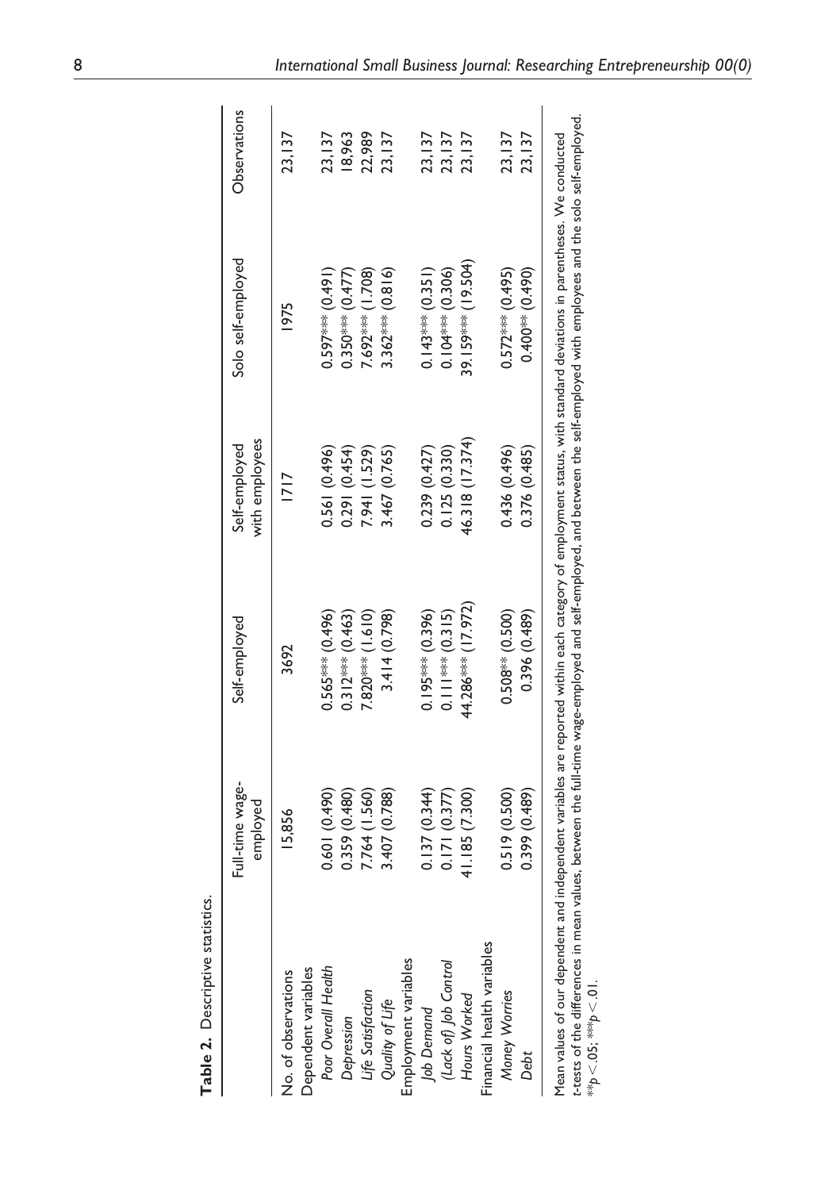**Table 2.** Descriptive statistics.

| | Full-time wage-employed | Self-employed | Self-employed with employees | Solo self-employed | Observations |
|---|---|---|---|---|---|
| No. of observations | 15,856 | 3692 | 1717 | 1975 | 23,137 |
| Dependent variables | | | | | |
| *Poor Overall Health* | 0.601 (0.490) | 0.565*** (0.496) | 0.561 (0.496) | 0.597*** (0.491) | 23,137 |
| *Depression* | 0.359 (0.480) | 0.312*** (0.463) | 0.291 (0.454) | 0.350*** (0.477) | 18,963 |
| *Life Satisfaction* | 7.764 (1.560) | 7.820*** (1.610) | 7.941 (1.529) | 7.692*** (1.708) | 22,989 |
| *Quality of Life* | 3.407 (0.788) | 3.414 (0.798) | 3.467 (0.765) | 3.362*** (0.816) | 23,137 |
| Employment variables | | | | | |
| *Job Demand* | 0.137 (0.344) | 0.195*** (0.396) | 0.239 (0.427) | 0.143*** (0.351) | 23,137 |
| *(Lack of) Job Control* | 0.171 (0.377) | 0.111*** (0.315) | 0.125 (0.330) | 0.104*** (0.306) | 23,137 |
| *Hours Worked* | 41.185 (7.300) | 44.286*** (17.972) | 46.318 (17.374) | 39.159*** (19.504) | 23,137 |
| Financial health variables | | | | | |
| *Money Worries* | 0.519 (0.500) | 0.508** (0.500) | 0.436 (0.496) | 0.572*** (0.495) | 23,137 |
| *Debt* | 0.399 (0.489) | 0.396 (0.489) | 0.376 (0.485) | 0.400** (0.490) | 23,137 |

Mean values of our dependent and independent variables are reported within each category of employment status, with standard deviations in parentheses. We conducted *t*-tests of the differences in mean values, between the full-time wage-employed and self-employed, and between the self-employed with employees and the solo self-employed.
**$p < .05$; ***$p < .01$.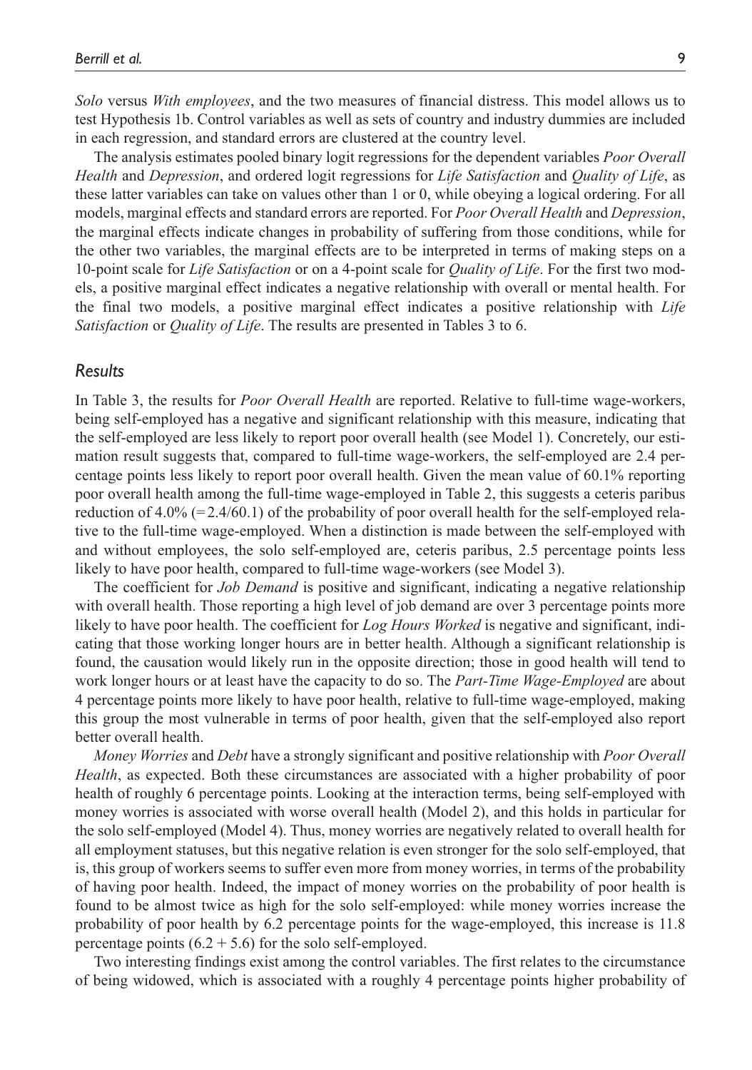*Solo* versus *With employees*, and the two measures of financial distress. This model allows us to test Hypothesis 1b. Control variables as well as sets of country and industry dummies are included in each regression, and standard errors are clustered at the country level.

The analysis estimates pooled binary logit regressions for the dependent variables *Poor Overall Health* and *Depression*, and ordered logit regressions for *Life Satisfaction* and *Quality of Life*, as these latter variables can take on values other than 1 or 0, while obeying a logical ordering. For all models, marginal effects and standard errors are reported. For *Poor Overall Health* and *Depression*, the marginal effects indicate changes in probability of suffering from those conditions, while for the other two variables, the marginal effects are to be interpreted in terms of making steps on a 10-point scale for *Life Satisfaction* or on a 4-point scale for *Quality of Life*. For the first two models, a positive marginal effect indicates a negative relationship with overall or mental health. For the final two models, a positive marginal effect indicates a positive relationship with *Life Satisfaction* or *Quality of Life*. The results are presented in Tables 3 to 6.

## *Results*

In Table 3, the results for *Poor Overall Health* are reported. Relative to full-time wage-workers, being self-employed has a negative and significant relationship with this measure, indicating that the self-employed are less likely to report poor overall health (see Model 1). Concretely, our estimation result suggests that, compared to full-time wage-workers, the self-employed are 2.4 percentage points less likely to report poor overall health. Given the mean value of 60.1% reporting poor overall health among the full-time wage-employed in Table 2, this suggests a ceteris paribus reduction of 4.0% (=2.4/60.1) of the probability of poor overall health for the self-employed relative to the full-time wage-employed. When a distinction is made between the self-employed with and without employees, the solo self-employed are, ceteris paribus, 2.5 percentage points less likely to have poor health, compared to full-time wage-workers (see Model 3).

The coefficient for *Job Demand* is positive and significant, indicating a negative relationship with overall health. Those reporting a high level of job demand are over 3 percentage points more likely to have poor health. The coefficient for *Log Hours Worked* is negative and significant, indicating that those working longer hours are in better health. Although a significant relationship is found, the causation would likely run in the opposite direction; those in good health will tend to work longer hours or at least have the capacity to do so. The *Part-Time Wage-Employed* are about 4 percentage points more likely to have poor health, relative to full-time wage-employed, making this group the most vulnerable in terms of poor health, given that the self-employed also report better overall health.

*Money Worries* and *Debt* have a strongly significant and positive relationship with *Poor Overall Health*, as expected. Both these circumstances are associated with a higher probability of poor health of roughly 6 percentage points. Looking at the interaction terms, being self-employed with money worries is associated with worse overall health (Model 2), and this holds in particular for the solo self-employed (Model 4). Thus, money worries are negatively related to overall health for all employment statuses, but this negative relation is even stronger for the solo self-employed, that is, this group of workers seems to suffer even more from money worries, in terms of the probability of having poor health. Indeed, the impact of money worries on the probability of poor health is found to be almost twice as high for the solo self-employed: while money worries increase the probability of poor health by 6.2 percentage points for the wage-employed, this increase is 11.8 percentage points (6.2 + 5.6) for the solo self-employed.

Two interesting findings exist among the control variables. The first relates to the circumstance of being widowed, which is associated with a roughly 4 percentage points higher probability of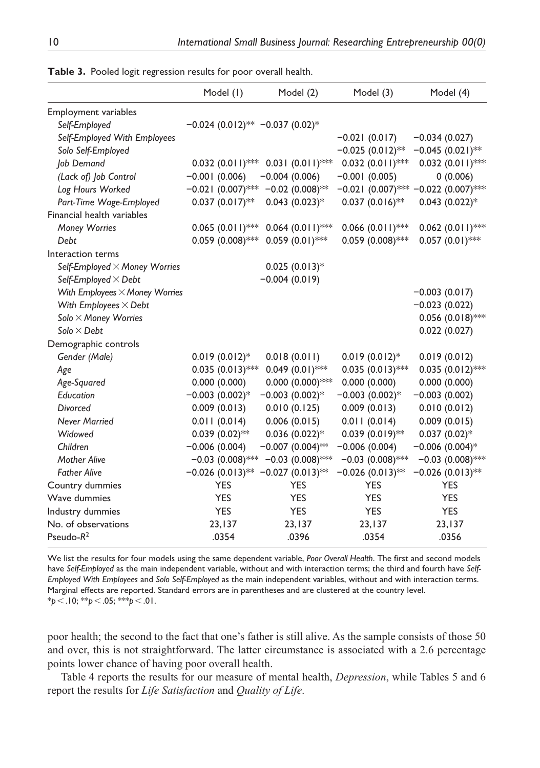**Table 3.** Pooled logit regression results for poor overall health.

| | Model (1) | Model (2) | Model (3) | Model (4) |
|---|---|---|---|---|
| Employment variables | | | | |
| *Self-Employed* | −0.024 (0.012)** | −0.037 (0.02)* | | |
| *Self-Employed With Employees* | | | −0.021 (0.017) | −0.034 (0.027) |
| *Solo Self-Employed* | | | −0.025 (0.012)** | −0.045 (0.021)** |
| *Job Demand* | 0.032 (0.011)*** | 0.031 (0.011)*** | 0.032 (0.011)*** | 0.032 (0.011)*** |
| *(Lack of) Job Control* | −0.001 (0.006) | −0.004 (0.006) | −0.001 (0.005) | 0 (0.006) |
| *Log Hours Worked* | −0.021 (0.007)*** | −0.02 (0.008)** | −0.021 (0.007)*** | −0.022 (0.007)*** |
| *Part-Time Wage-Employed* | 0.037 (0.017)** | 0.043 (0.023)* | 0.037 (0.016)** | 0.043 (0.022)* |
| Financial health variables | | | | |
| *Money Worries* | 0.065 (0.011)*** | 0.064 (0.011)*** | 0.066 (0.011)*** | 0.062 (0.011)*** |
| *Debt* | 0.059 (0.008)*** | 0.059 (0.01)*** | 0.059 (0.008)*** | 0.057 (0.01)*** |
| Interaction terms | | | | |
| *Self-Employed × Money Worries* | | 0.025 (0.013)* | | |
| *Self-Employed × Debt* | | −0.004 (0.019) | | |
| *With Employees × Money Worries* | | | | −0.003 (0.017) |
| *With Employees × Debt* | | | | −0.023 (0.022) |
| *Solo × Money Worries* | | | | 0.056 (0.018)*** |
| *Solo × Debt* | | | | 0.022 (0.027) |
| Demographic controls | | | | |
| *Gender (Male)* | 0.019 (0.012)* | 0.018 (0.011) | 0.019 (0.012)* | 0.019 (0.012) |
| *Age* | 0.035 (0.013)*** | 0.049 (0.01)*** | 0.035 (0.013)*** | 0.035 (0.012)*** |
| *Age-Squared* | 0.000 (0.000) | 0.000 (0.000)*** | 0.000 (0.000) | 0.000 (0.000) |
| *Education* | −0.003 (0.002)* | −0.003 (0.002)* | −0.003 (0.002)* | −0.003 (0.002) |
| *Divorced* | 0.009 (0.013) | 0.010 (0.125) | 0.009 (0.013) | 0.010 (0.012) |
| *Never Married* | 0.011 (0.014) | 0.006 (0.015) | 0.011 (0.014) | 0.009 (0.015) |
| *Widowed* | 0.039 (0.02)** | 0.036 (0.022)* | 0.039 (0.019)** | 0.037 (0.02)* |
| *Children* | −0.006 (0.004) | −0.007 (0.004)** | −0.006 (0.004) | −0.006 (0.004)* |
| *Mother Alive* | −0.03 (0.008)*** | −0.03 (0.008)*** | −0.03 (0.008)*** | −0.03 (0.008)*** |
| *Father Alive* | −0.026 (0.013)** | −0.027 (0.013)** | −0.026 (0.013)** | −0.026 (0.013)** |
| Country dummies | YES | YES | YES | YES |
| Wave dummies | YES | YES | YES | YES |
| Industry dummies | YES | YES | YES | YES |
| No. of observations | 23,137 | 23,137 | 23,137 | 23,137 |
| Pseudo-$R^2$ | .0354 | .0396 | .0354 | .0356 |

We list the results for four models using the same dependent variable, *Poor Overall Health*. The first and second models have *Self-Employed* as the main independent variable, without and with interaction terms; the third and fourth have *Self-Employed With Employees* and *Solo Self-Employed* as the main independent variables, without and with interaction terms. Marginal effects are reported. Standard errors are in parentheses and are clustered at the country level.
*$p < .10$; **$p < .05$; ***$p < .01$.

poor health; the second to the fact that one's father is still alive. As the sample consists of those 50 and over, this is not straightforward. The latter circumstance is associated with a 2.6 percentage points lower chance of having poor overall health.

Table 4 reports the results for our measure of mental health, *Depression*, while Tables 5 and 6 report the results for *Life Satisfaction* and *Quality of Life*.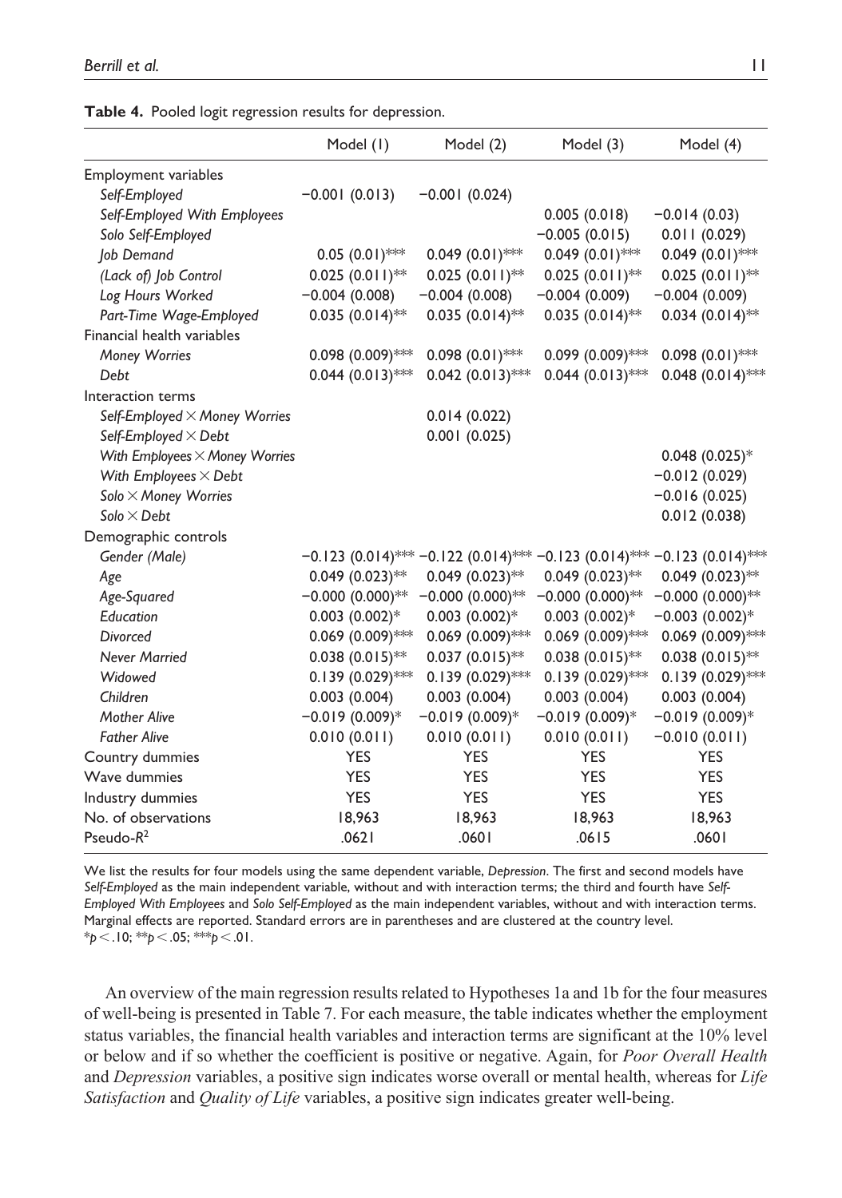**Table 4.** Pooled logit regression results for depression.

| | Model (1) | Model (2) | Model (3) | Model (4) |
|---|---|---|---|---|
| Employment variables | | | | |
| *Self-Employed* | −0.001 (0.013) | −0.001 (0.024) | | |
| *Self-Employed With Employees* | | | 0.005 (0.018) | −0.014 (0.03) |
| *Solo Self-Employed* | | | −0.005 (0.015) | 0.011 (0.029) |
| *Job Demand* | 0.05 (0.01)*** | 0.049 (0.01)*** | 0.049 (0.01)*** | 0.049 (0.01)*** |
| *(Lack of) Job Control* | 0.025 (0.011)** | 0.025 (0.011)** | 0.025 (0.011)** | 0.025 (0.011)** |
| *Log Hours Worked* | −0.004 (0.008) | −0.004 (0.008) | −0.004 (0.009) | −0.004 (0.009) |
| *Part-Time Wage-Employed* | 0.035 (0.014)** | 0.035 (0.014)** | 0.035 (0.014)** | 0.034 (0.014)** |
| Financial health variables | | | | |
| *Money Worries* | 0.098 (0.009)*** | 0.098 (0.01)*** | 0.099 (0.009)*** | 0.098 (0.01)*** |
| *Debt* | 0.044 (0.013)*** | 0.042 (0.013)*** | 0.044 (0.013)*** | 0.048 (0.014)*** |
| Interaction terms | | | | |
| *Self-Employed × Money Worries* | | 0.014 (0.022) | | |
| *Self-Employed × Debt* | | 0.001 (0.025) | | |
| *With Employees × Money Worries* | | | | 0.048 (0.025)* |
| *With Employees × Debt* | | | | −0.012 (0.029) |
| *Solo × Money Worries* | | | | −0.016 (0.025) |
| *Solo × Debt* | | | | 0.012 (0.038) |
| Demographic controls | | | | |
| *Gender (Male)* | −0.123 (0.014)*** | −0.122 (0.014)*** | −0.123 (0.014)*** | −0.123 (0.014)*** |
| *Age* | 0.049 (0.023)** | 0.049 (0.023)** | 0.049 (0.023)** | 0.049 (0.023)** |
| *Age-Squared* | −0.000 (0.000)** | −0.000 (0.000)** | −0.000 (0.000)** | −0.000 (0.000)** |
| *Education* | 0.003 (0.002)* | 0.003 (0.002)* | 0.003 (0.002)* | −0.003 (0.002)* |
| *Divorced* | 0.069 (0.009)*** | 0.069 (0.009)*** | 0.069 (0.009)*** | 0.069 (0.009)*** |
| *Never Married* | 0.038 (0.015)** | 0.037 (0.015)** | 0.038 (0.015)** | 0.038 (0.015)** |
| *Widowed* | 0.139 (0.029)*** | 0.139 (0.029)*** | 0.139 (0.029)*** | 0.139 (0.029)*** |
| *Children* | 0.003 (0.004) | 0.003 (0.004) | 0.003 (0.004) | 0.003 (0.004) |
| *Mother Alive* | −0.019 (0.009)* | −0.019 (0.009)* | −0.019 (0.009)* | −0.019 (0.009)* |
| *Father Alive* | 0.010 (0.011) | 0.010 (0.011) | 0.010 (0.011) | −0.010 (0.011) |
| Country dummies | YES | YES | YES | YES |
| Wave dummies | YES | YES | YES | YES |
| Industry dummies | YES | YES | YES | YES |
| No. of observations | 18,963 | 18,963 | 18,963 | 18,963 |
| Pseudo-$R^2$ | .0621 | .0601 | .0615 | .0601 |

We list the results for four models using the same dependent variable, *Depression*. The first and second models have *Self-Employed* as the main independent variable, without and with interaction terms; the third and fourth have *Self-Employed With Employees* and *Solo Self-Employed* as the main independent variables, without and with interaction terms. Marginal effects are reported. Standard errors are in parentheses and are clustered at the country level.
*$p < .10$; **$p < .05$; ***$p < .01$.

An overview of the main regression results related to Hypotheses 1a and 1b for the four measures of well-being is presented in Table 7. For each measure, the table indicates whether the employment status variables, the financial health variables and interaction terms are significant at the 10% level or below and if so whether the coefficient is positive or negative. Again, for *Poor Overall Health* and *Depression* variables, a positive sign indicates worse overall or mental health, whereas for *Life Satisfaction* and *Quality of Life* variables, a positive sign indicates greater well-being.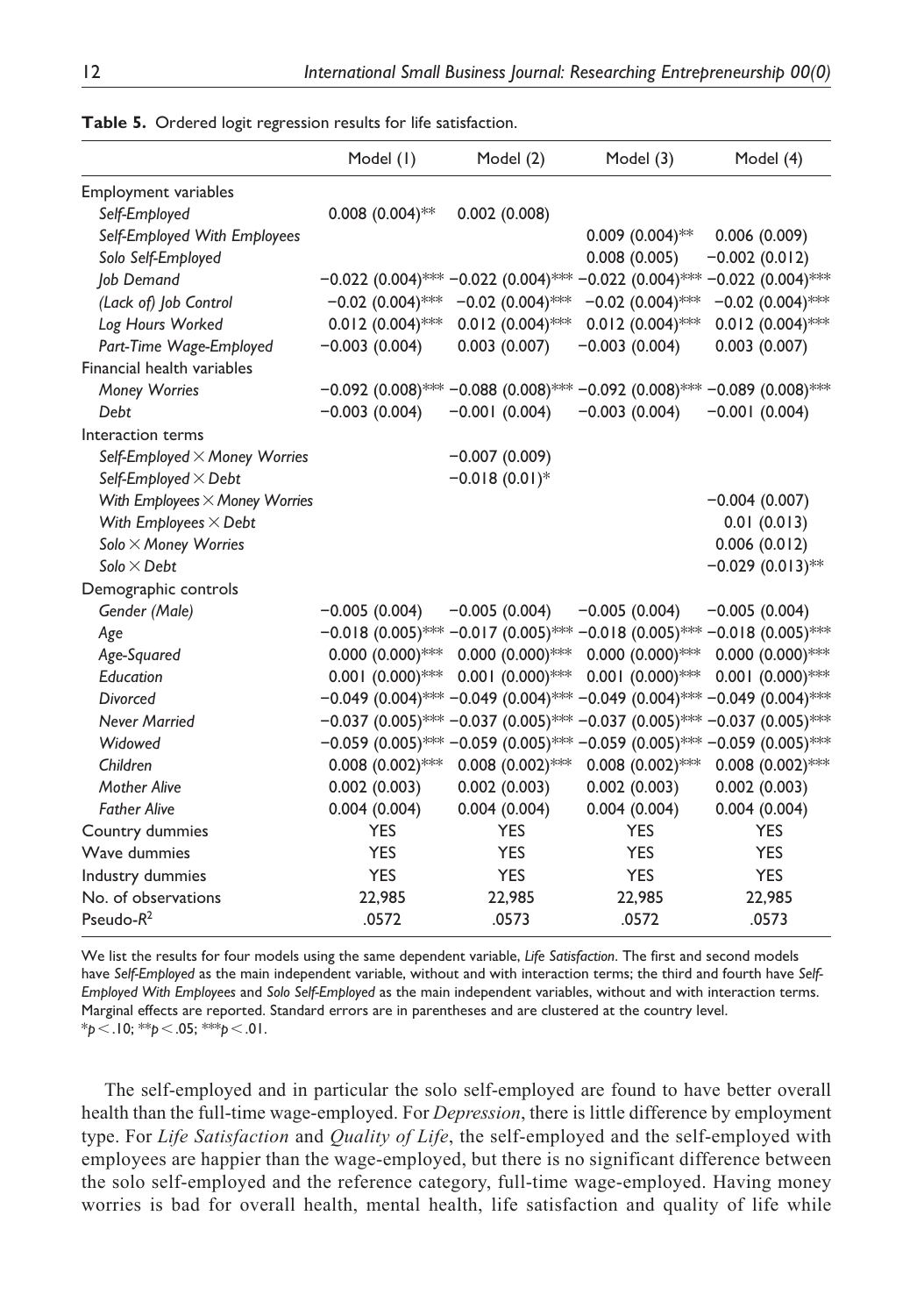**Table 5.** Ordered logit regression results for life satisfaction.

| | Model (1) | Model (2) | Model (3) | Model (4) |
|---|---|---|---|---|
| Employment variables | | | | |
| *Self-Employed* | 0.008 (0.004)** | 0.002 (0.008) | | |
| *Self-Employed With Employees* | | | 0.009 (0.004)** | 0.006 (0.009) |
| *Solo Self-Employed* | | | 0.008 (0.005) | −0.002 (0.012) |
| *Job Demand* | −0.022 (0.004)*** | −0.022 (0.004)*** | −0.022 (0.004)*** | −0.022 (0.004)*** |
| *(Lack of) Job Control* | −0.02 (0.004)*** | −0.02 (0.004)*** | −0.02 (0.004)*** | −0.02 (0.004)*** |
| *Log Hours Worked* | 0.012 (0.004)*** | 0.012 (0.004)*** | 0.012 (0.004)*** | 0.012 (0.004)*** |
| *Part-Time Wage-Employed* | −0.003 (0.004) | 0.003 (0.007) | −0.003 (0.004) | 0.003 (0.007) |
| Financial health variables | | | | |
| *Money Worries* | −0.092 (0.008)*** | −0.088 (0.008)*** | −0.092 (0.008)*** | −0.089 (0.008)*** |
| *Debt* | −0.003 (0.004) | −0.001 (0.004) | −0.003 (0.004) | −0.001 (0.004) |
| Interaction terms | | | | |
| *Self-Employed × Money Worries* | | −0.007 (0.009) | | |
| *Self-Employed × Debt* | | −0.018 (0.01)* | | |
| *With Employees × Money Worries* | | | | −0.004 (0.007) |
| *With Employees × Debt* | | | | 0.01 (0.013) |
| *Solo × Money Worries* | | | | 0.006 (0.012) |
| *Solo × Debt* | | | | −0.029 (0.013)** |
| Demographic controls | | | | |
| *Gender (Male)* | −0.005 (0.004) | −0.005 (0.004) | −0.005 (0.004) | −0.005 (0.004) |
| *Age* | −0.018 (0.005)*** | −0.017 (0.005)*** | −0.018 (0.005)*** | −0.018 (0.005)*** |
| *Age-Squared* | 0.000 (0.000)*** | 0.000 (0.000)*** | 0.000 (0.000)*** | 0.000 (0.000)*** |
| *Education* | 0.001 (0.000)*** | 0.001 (0.000)*** | 0.001 (0.000)*** | 0.001 (0.000)*** |
| *Divorced* | −0.049 (0.004)*** | −0.049 (0.004)*** | −0.049 (0.004)*** | −0.049 (0.004)*** |
| *Never Married* | −0.037 (0.005)*** | −0.037 (0.005)*** | −0.037 (0.005)*** | −0.037 (0.005)*** |
| *Widowed* | −0.059 (0.005)*** | −0.059 (0.005)*** | −0.059 (0.005)*** | −0.059 (0.005)*** |
| *Children* | 0.008 (0.002)*** | 0.008 (0.002)*** | 0.008 (0.002)*** | 0.008 (0.002)*** |
| *Mother Alive* | 0.002 (0.003) | 0.002 (0.003) | 0.002 (0.003) | 0.002 (0.003) |
| *Father Alive* | 0.004 (0.004) | 0.004 (0.004) | 0.004 (0.004) | 0.004 (0.004) |
| Country dummies | YES | YES | YES | YES |
| Wave dummies | YES | YES | YES | YES |
| Industry dummies | YES | YES | YES | YES |
| No. of observations | 22,985 | 22,985 | 22,985 | 22,985 |
| Pseudo-$R^2$ | .0572 | .0573 | .0572 | .0573 |

We list the results for four models using the same dependent variable, *Life Satisfaction*. The first and second models have *Self-Employed* as the main independent variable, without and with interaction terms; the third and fourth have *Self-Employed With Employees* and *Solo Self-Employed* as the main independent variables, without and with interaction terms. Marginal effects are reported. Standard errors are in parentheses and are clustered at the country level.
*$p < .10$; **$p < .05$; ***$p < .01$.

The self-employed and in particular the solo self-employed are found to have better overall health than the full-time wage-employed. For *Depression*, there is little difference by employment type. For *Life Satisfaction* and *Quality of Life*, the self-employed and the self-employed with employees are happier than the wage-employed, but there is no significant difference between the solo self-employed and the reference category, full-time wage-employed. Having money worries is bad for overall health, mental health, life satisfaction and quality of life while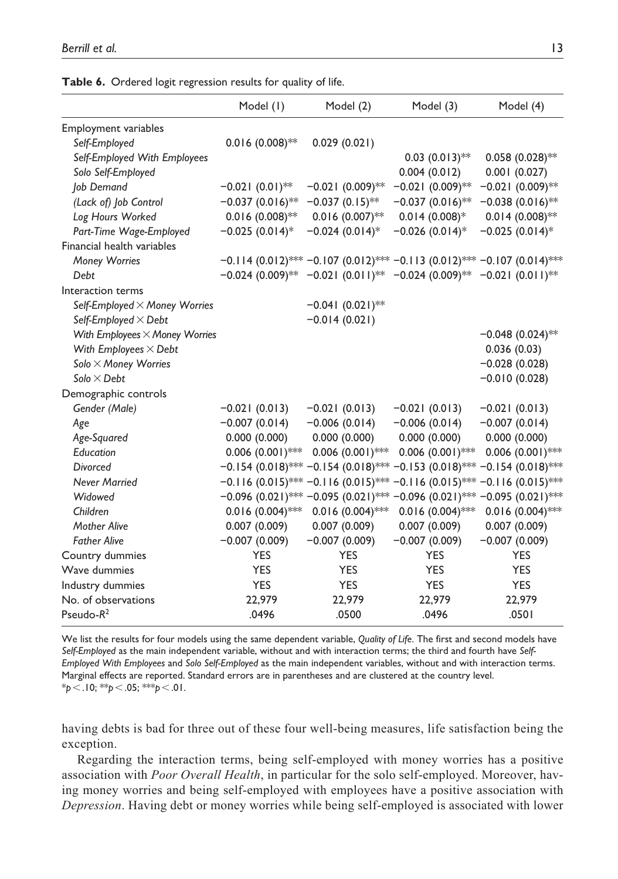**Table 6.** Ordered logit regression results for quality of life.

| | Model (1) | Model (2) | Model (3) | Model (4) |
|---|---|---|---|---|
| Employment variables | | | | |
| *Self-Employed* | 0.016 (0.008)** | 0.029 (0.021) | | |
| *Self-Employed With Employees* | | | 0.03 (0.013)** | 0.058 (0.028)** |
| *Solo Self-Employed* | | | 0.004 (0.012) | 0.001 (0.027) |
| *Job Demand* | −0.021 (0.01)** | −0.021 (0.009)** | −0.021 (0.009)** | −0.021 (0.009)** |
| *(Lack of) Job Control* | −0.037 (0.016)** | −0.037 (0.15)** | −0.037 (0.016)** | −0.038 (0.016)** |
| *Log Hours Worked* | 0.016 (0.008)** | 0.016 (0.007)** | 0.014 (0.008)* | 0.014 (0.008)** |
| *Part-Time Wage-Employed* | −0.025 (0.014)* | −0.024 (0.014)* | −0.026 (0.014)* | −0.025 (0.014)* |
| Financial health variables | | | | |
| *Money Worries* | −0.114 (0.012)*** | −0.107 (0.012)*** | −0.113 (0.012)*** | −0.107 (0.014)*** |
| *Debt* | −0.024 (0.009)** | −0.021 (0.011)** | −0.024 (0.009)** | −0.021 (0.011)** |
| Interaction terms | | | | |
| *Self-Employed × Money Worries* | | −0.041 (0.021)** | | |
| *Self-Employed × Debt* | | −0.014 (0.021) | | |
| *With Employees × Money Worries* | | | | −0.048 (0.024)** |
| *With Employees × Debt* | | | | 0.036 (0.03) |
| *Solo × Money Worries* | | | | −0.028 (0.028) |
| *Solo × Debt* | | | | −0.010 (0.028) |
| Demographic controls | | | | |
| *Gender (Male)* | −0.021 (0.013) | −0.021 (0.013) | −0.021 (0.013) | −0.021 (0.013) |
| *Age* | −0.007 (0.014) | −0.006 (0.014) | −0.006 (0.014) | −0.007 (0.014) |
| *Age-Squared* | 0.000 (0.000) | 0.000 (0.000) | 0.000 (0.000) | 0.000 (0.000) |
| *Education* | 0.006 (0.001)*** | 0.006 (0.001)*** | 0.006 (0.001)*** | 0.006 (0.001)*** |
| *Divorced* | −0.154 (0.018)*** | −0.154 (0.018)*** | −0.153 (0.018)*** | −0.154 (0.018)*** |
| *Never Married* | −0.116 (0.015)*** | −0.116 (0.015)*** | −0.116 (0.015)*** | −0.116 (0.015)*** |
| *Widowed* | −0.096 (0.021)*** | −0.095 (0.021)*** | −0.096 (0.021)*** | −0.095 (0.021)*** |
| *Children* | 0.016 (0.004)*** | 0.016 (0.004)*** | 0.016 (0.004)*** | 0.016 (0.004)*** |
| *Mother Alive* | 0.007 (0.009) | 0.007 (0.009) | 0.007 (0.009) | 0.007 (0.009) |
| *Father Alive* | −0.007 (0.009) | −0.007 (0.009) | −0.007 (0.009) | −0.007 (0.009) |
| Country dummies | YES | YES | YES | YES |
| Wave dummies | YES | YES | YES | YES |
| Industry dummies | YES | YES | YES | YES |
| No. of observations | 22,979 | 22,979 | 22,979 | 22,979 |
| Pseudo-$R^2$ | .0496 | .0500 | .0496 | .0501 |

We list the results for four models using the same dependent variable, *Quality of Life*. The first and second models have *Self-Employed* as the main independent variable, without and with interaction terms; the third and fourth have *Self-Employed With Employees* and *Solo Self-Employed* as the main independent variables, without and with interaction terms. Marginal effects are reported. Standard errors are in parentheses and are clustered at the country level.
*$p < .10$; **$p < .05$; ***$p < .01$.

having debts is bad for three out of these four well-being measures, life satisfaction being the exception.

Regarding the interaction terms, being self-employed with money worries has a positive association with *Poor Overall Health*, in particular for the solo self-employed. Moreover, having money worries and being self-employed with employees have a positive association with *Depression*. Having debt or money worries while being self-employed is associated with lower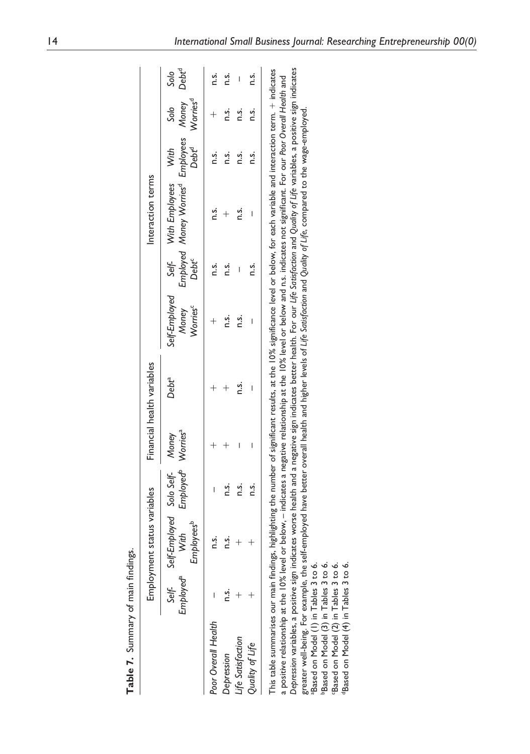**Table 7.** Summary of main findings.

| | Employment status variables | | | Financial health variables | | Interaction terms | | | | | |
|---|---|---|---|---|---|---|---|---|---|---|---|
| | Self-Employed[a] | Self-Employed With Employees[b] | Solo Self-Employed[b] | Money Worries[a] | Debt[a] | Self-Employed Money Worries[c] | Self-Employed Debt[c] | With Employees Money Worries[d] | With Employees Debt[d] | Solo Money Worries[d] | Solo Debt[d] |
| *Poor Overall Health* | – | n.s. | – | + | + | + | n.s. | n.s. | n.s. | + | n.s. |
| *Depression* | n.s. | n.s. | n.s. | + | + | n.s. | n.s. | + | n.s. | n.s. | n.s. |
| *Life Satisfaction* | + | + | n.s. | – | n.s. | n.s. | – | n.s. | n.s. | n.s. | – |
| *Quality of Life* | + | + | n.s. | – | – | – | n.s. | – | n.s. | n.s. | n.s. |

This table summarises our main findings, highlighting the number of significant results, at the 10% significance level or below, for each variable and interaction term. + indicates a positive relationship at the 10% level or below, – indicates a negative relationship at the 10% level or below and n.s. indicates not significant. For our *Poor Overall Health* and *Depression* variables, a positive sign indicates worse health and a negative sign indicates better health. For our *Life Satisfaction* and *Quality of Life* variables, a positive sign indicates greater well-being. For example, the self-employed have better overall health and higher levels of *Life Satisfaction* and *Quality of Life*, compared to the wage-employed.

[a]Based on Model (1) in Tables 3 to 6.
[b]Based on Model (3) in Tables 3 to 6.
[c]Based on Model (2) in Tables 3 to 6.
[d]Based on Model (4) in Tables 3 to 6.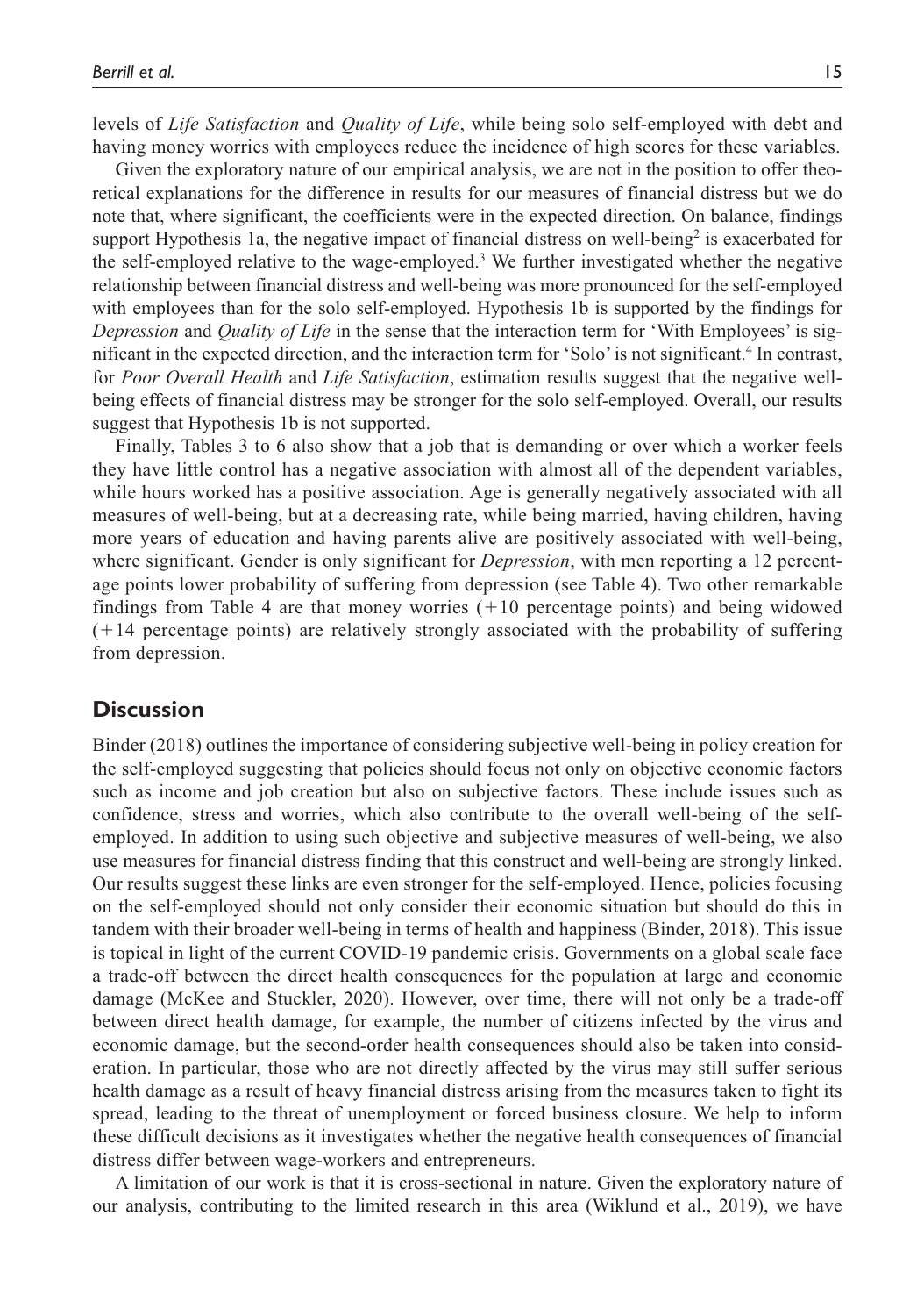levels of *Life Satisfaction* and *Quality of Life*, while being solo self-employed with debt and having money worries with employees reduce the incidence of high scores for these variables.

Given the exploratory nature of our empirical analysis, we are not in the position to offer theoretical explanations for the difference in results for our measures of financial distress but we do note that, where significant, the coefficients were in the expected direction. On balance, findings support Hypothesis 1a, the negative impact of financial distress on well-being[2] is exacerbated for the self-employed relative to the wage-employed.[3] We further investigated whether the negative relationship between financial distress and well-being was more pronounced for the self-employed with employees than for the solo self-employed. Hypothesis 1b is supported by the findings for *Depression* and *Quality of Life* in the sense that the interaction term for 'With Employees' is significant in the expected direction, and the interaction term for 'Solo' is not significant.[4] In contrast, for *Poor Overall Health* and *Life Satisfaction*, estimation results suggest that the negative well-being effects of financial distress may be stronger for the solo self-employed. Overall, our results suggest that Hypothesis 1b is not supported.

Finally, Tables 3 to 6 also show that a job that is demanding or over which a worker feels they have little control has a negative association with almost all of the dependent variables, while hours worked has a positive association. Age is generally negatively associated with all measures of well-being, but at a decreasing rate, while being married, having children, having more years of education and having parents alive are positively associated with well-being, where significant. Gender is only significant for *Depression*, with men reporting a 12 percentage points lower probability of suffering from depression (see Table 4). Two other remarkable findings from Table 4 are that money worries (+10 percentage points) and being widowed (+14 percentage points) are relatively strongly associated with the probability of suffering from depression.

## Discussion

Binder (2018) outlines the importance of considering subjective well-being in policy creation for the self-employed suggesting that policies should focus not only on objective economic factors such as income and job creation but also on subjective factors. These include issues such as confidence, stress and worries, which also contribute to the overall well-being of the self-employed. In addition to using such objective and subjective measures of well-being, we also use measures for financial distress finding that this construct and well-being are strongly linked. Our results suggest these links are even stronger for the self-employed. Hence, policies focusing on the self-employed should not only consider their economic situation but should do this in tandem with their broader well-being in terms of health and happiness (Binder, 2018). This issue is topical in light of the current COVID-19 pandemic crisis. Governments on a global scale face a trade-off between the direct health consequences for the population at large and economic damage (McKee and Stuckler, 2020). However, over time, there will not only be a trade-off between direct health damage, for example, the number of citizens infected by the virus and economic damage, but the second-order health consequences should also be taken into consideration. In particular, those who are not directly affected by the virus may still suffer serious health damage as a result of heavy financial distress arising from the measures taken to fight its spread, leading to the threat of unemployment or forced business closure. We help to inform these difficult decisions as it investigates whether the negative health consequences of financial distress differ between wage-workers and entrepreneurs.

A limitation of our work is that it is cross-sectional in nature. Given the exploratory nature of our analysis, contributing to the limited research in this area (Wiklund et al., 2019), we have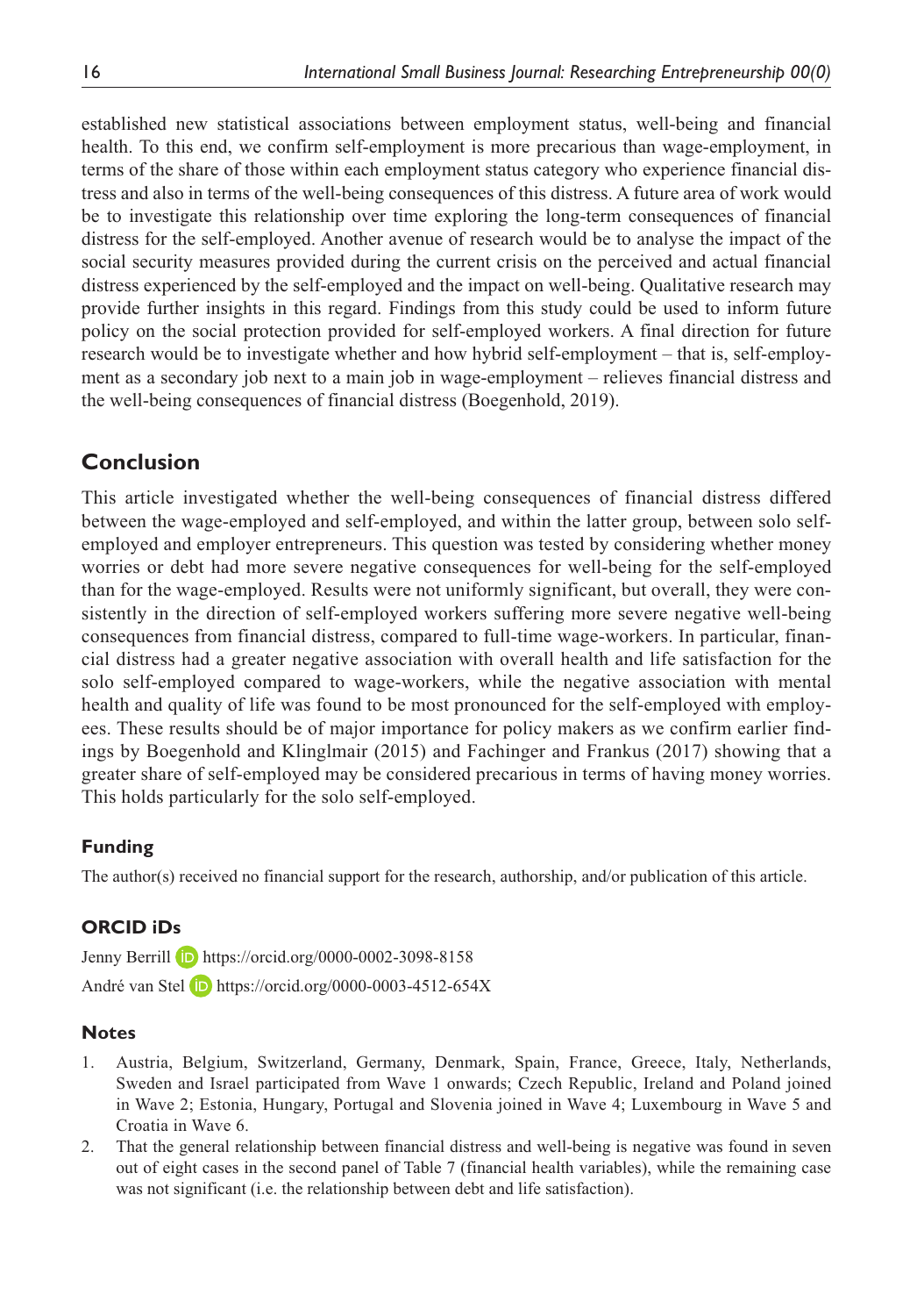established new statistical associations between employment status, well-being and financial health. To this end, we confirm self-employment is more precarious than wage-employment, in terms of the share of those within each employment status category who experience financial distress and also in terms of the well-being consequences of this distress. A future area of work would be to investigate this relationship over time exploring the long-term consequences of financial distress for the self-employed. Another avenue of research would be to analyse the impact of the social security measures provided during the current crisis on the perceived and actual financial distress experienced by the self-employed and the impact on well-being. Qualitative research may provide further insights in this regard. Findings from this study could be used to inform future policy on the social protection provided for self-employed workers. A final direction for future research would be to investigate whether and how hybrid self-employment – that is, self-employment as a secondary job next to a main job in wage-employment – relieves financial distress and the well-being consequences of financial distress (Boegenhold, 2019).

## Conclusion

This article investigated whether the well-being consequences of financial distress differed between the wage-employed and self-employed, and within the latter group, between solo self-employed and employer entrepreneurs. This question was tested by considering whether money worries or debt had more severe negative consequences for well-being for the self-employed than for the wage-employed. Results were not uniformly significant, but overall, they were consistently in the direction of self-employed workers suffering more severe negative well-being consequences from financial distress, compared to full-time wage-workers. In particular, financial distress had a greater negative association with overall health and life satisfaction for the solo self-employed compared to wage-workers, while the negative association with mental health and quality of life was found to be most pronounced for the self-employed with employees. These results should be of major importance for policy makers as we confirm earlier findings by Boegenhold and Klinglmair (2015) and Fachinger and Frankus (2017) showing that a greater share of self-employed may be considered precarious in terms of having money worries. This holds particularly for the solo self-employed.

### Funding

The author(s) received no financial support for the research, authorship, and/or publication of this article.

### ORCID iDs

Jenny Berrill https://orcid.org/0000-0002-3098-8158

André van Stel https://orcid.org/0000-0003-4512-654X

### Notes

1. Austria, Belgium, Switzerland, Germany, Denmark, Spain, France, Greece, Italy, Netherlands, Sweden and Israel participated from Wave 1 onwards; Czech Republic, Ireland and Poland joined in Wave 2; Estonia, Hungary, Portugal and Slovenia joined in Wave 4; Luxembourg in Wave 5 and Croatia in Wave 6.
2. That the general relationship between financial distress and well-being is negative was found in seven out of eight cases in the second panel of Table 7 (financial health variables), while the remaining case was not significant (i.e. the relationship between debt and life satisfaction).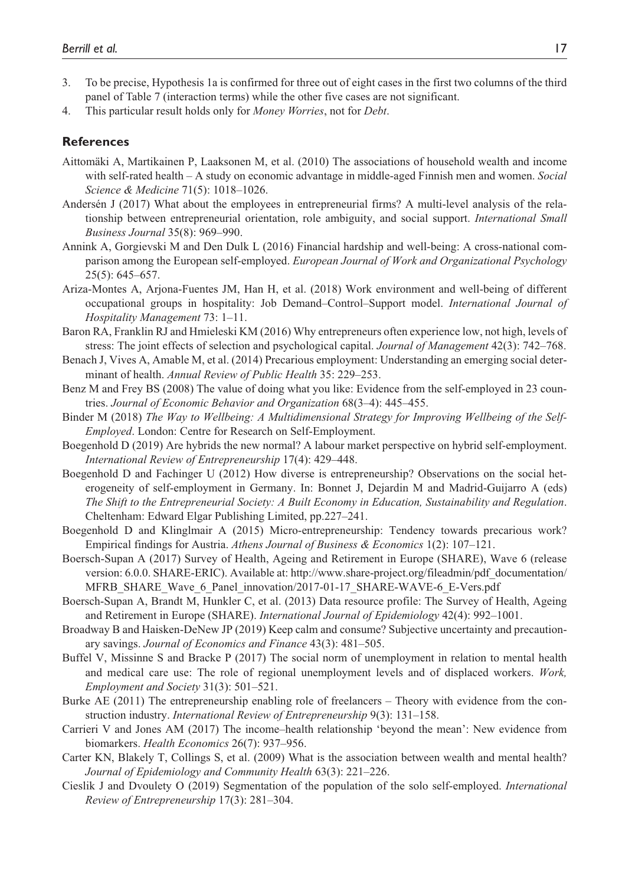3. To be precise, Hypothesis 1a is confirmed for three out of eight cases in the first two columns of the third panel of Table 7 (interaction terms) while the other five cases are not significant.
4. This particular result holds only for *Money Worries*, not for *Debt*.

## References

Aittomäki A, Martikainen P, Laaksonen M, et al. (2010) The associations of household wealth and income with self-rated health – A study on economic advantage in middle-aged Finnish men and women. *Social Science & Medicine* 71(5): 1018–1026.

Andersén J (2017) What about the employees in entrepreneurial firms? A multi-level analysis of the relationship between entrepreneurial orientation, role ambiguity, and social support. *International Small Business Journal* 35(8): 969–990.

Annink A, Gorgievski M and Den Dulk L (2016) Financial hardship and well-being: A cross-national comparison among the European self-employed. *European Journal of Work and Organizational Psychology* 25(5): 645–657.

Ariza-Montes A, Arjona-Fuentes JM, Han H, et al. (2018) Work environment and well-being of different occupational groups in hospitality: Job Demand–Control–Support model. *International Journal of Hospitality Management* 73: 1–11.

Baron RA, Franklin RJ and Hmieleski KM (2016) Why entrepreneurs often experience low, not high, levels of stress: The joint effects of selection and psychological capital. *Journal of Management* 42(3): 742–768.

Benach J, Vives A, Amable M, et al. (2014) Precarious employment: Understanding an emerging social determinant of health. *Annual Review of Public Health* 35: 229–253.

Benz M and Frey BS (2008) The value of doing what you like: Evidence from the self-employed in 23 countries. *Journal of Economic Behavior and Organization* 68(3–4): 445–455.

Binder M (2018) *The Way to Wellbeing: A Multidimensional Strategy for Improving Wellbeing of the Self-Employed*. London: Centre for Research on Self-Employment.

Boegenhold D (2019) Are hybrids the new normal? A labour market perspective on hybrid self-employment. *International Review of Entrepreneurship* 17(4): 429–448.

Boegenhold D and Fachinger U (2012) How diverse is entrepreneurship? Observations on the social heterogeneity of self-employment in Germany. In: Bonnet J, Dejardin M and Madrid-Guijarro A (eds) *The Shift to the Entrepreneurial Society: A Built Economy in Education, Sustainability and Regulation*. Cheltenham: Edward Elgar Publishing Limited, pp.227–241.

Boegenhold D and Klinglmair A (2015) Micro-entrepreneurship: Tendency towards precarious work? Empirical findings for Austria. *Athens Journal of Business & Economics* 1(2): 107–121.

Boersch-Supan A (2017) Survey of Health, Ageing and Retirement in Europe (SHARE), Wave 6 (release version: 6.0.0. SHARE-ERIC). Available at: http://www.share-project.org/fileadmin/pdf_documentation/MFRB_SHARE_Wave_6_Panel_innovation/2017-01-17_SHARE-WAVE-6_E-Vers.pdf

Boersch-Supan A, Brandt M, Hunkler C, et al. (2013) Data resource profile: The Survey of Health, Ageing and Retirement in Europe (SHARE). *International Journal of Epidemiology* 42(4): 992–1001.

Broadway B and Haisken-DeNew JP (2019) Keep calm and consume? Subjective uncertainty and precautionary savings. *Journal of Economics and Finance* 43(3): 481–505.

Buffel V, Missinne S and Bracke P (2017) The social norm of unemployment in relation to mental health and medical care use: The role of regional unemployment levels and of displaced workers. *Work, Employment and Society* 31(3): 501–521.

Burke AE (2011) The entrepreneurship enabling role of freelancers – Theory with evidence from the construction industry. *International Review of Entrepreneurship* 9(3): 131–158.

Carrieri V and Jones AM (2017) The income–health relationship 'beyond the mean': New evidence from biomarkers. *Health Economics* 26(7): 937–956.

Carter KN, Blakely T, Collings S, et al. (2009) What is the association between wealth and mental health? *Journal of Epidemiology and Community Health* 63(3): 221–226.

Cieslik J and Dvoulety O (2019) Segmentation of the population of the solo self-employed. *International Review of Entrepreneurship* 17(3): 281–304.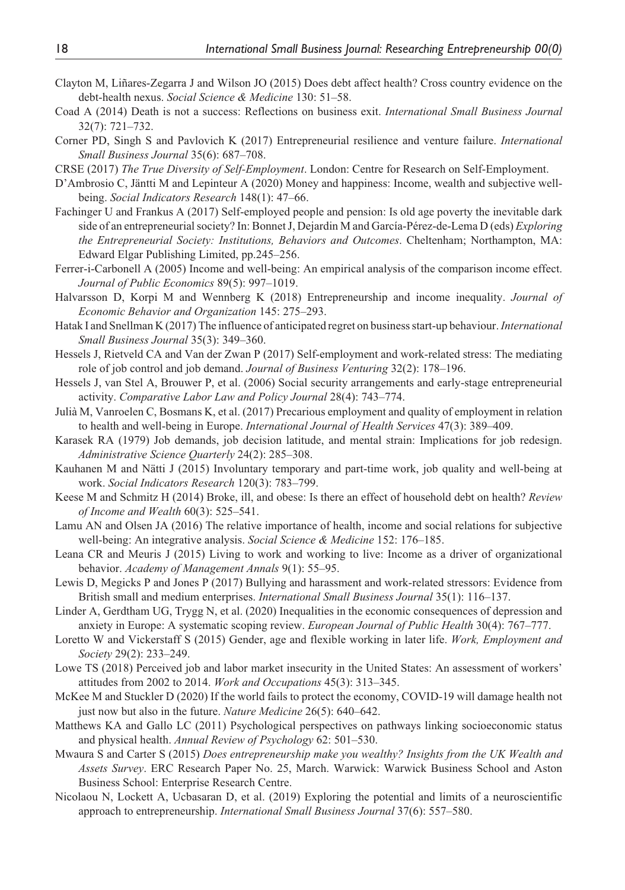Clayton M, Liñares-Zegarra J and Wilson JO (2015) Does debt affect health? Cross country evidence on the debt-health nexus. *Social Science & Medicine* 130: 51–58.

Coad A (2014) Death is not a success: Reflections on business exit. *International Small Business Journal* 32(7): 721–732.

Corner PD, Singh S and Pavlovich K (2017) Entrepreneurial resilience and venture failure. *International Small Business Journal* 35(6): 687–708.

CRSE (2017) *The True Diversity of Self-Employment*. London: Centre for Research on Self-Employment.

D'Ambrosio C, Jäntti M and Lepinteur A (2020) Money and happiness: Income, wealth and subjective well-being. *Social Indicators Research* 148(1): 47–66.

Fachinger U and Frankus A (2017) Self-employed people and pension: Is old age poverty the inevitable dark side of an entrepreneurial society? In: Bonnet J, Dejardin M and García-Pérez-de-Lema D (eds) *Exploring the Entrepreneurial Society: Institutions, Behaviors and Outcomes*. Cheltenham; Northampton, MA: Edward Elgar Publishing Limited, pp.245–256.

Ferrer-i-Carbonell A (2005) Income and well-being: An empirical analysis of the comparison income effect. *Journal of Public Economics* 89(5): 997–1019.

Halvarsson D, Korpi M and Wennberg K (2018) Entrepreneurship and income inequality. *Journal of Economic Behavior and Organization* 145: 275–293.

Hatak I and Snellman K (2017) The influence of anticipated regret on business start-up behaviour. *International Small Business Journal* 35(3): 349–360.

Hessels J, Rietveld CA and Van der Zwan P (2017) Self-employment and work-related stress: The mediating role of job control and job demand. *Journal of Business Venturing* 32(2): 178–196.

Hessels J, van Stel A, Brouwer P, et al. (2006) Social security arrangements and early-stage entrepreneurial activity. *Comparative Labor Law and Policy Journal* 28(4): 743–774.

Julià M, Vanroelen C, Bosmans K, et al. (2017) Precarious employment and quality of employment in relation to health and well-being in Europe. *International Journal of Health Services* 47(3): 389–409.

Karasek RA (1979) Job demands, job decision latitude, and mental strain: Implications for job redesign. *Administrative Science Quarterly* 24(2): 285–308.

Kauhanen M and Nätti J (2015) Involuntary temporary and part-time work, job quality and well-being at work. *Social Indicators Research* 120(3): 783–799.

Keese M and Schmitz H (2014) Broke, ill, and obese: Is there an effect of household debt on health? *Review of Income and Wealth* 60(3): 525–541.

Lamu AN and Olsen JA (2016) The relative importance of health, income and social relations for subjective well-being: An integrative analysis. *Social Science & Medicine* 152: 176–185.

Leana CR and Meuris J (2015) Living to work and working to live: Income as a driver of organizational behavior. *Academy of Management Annals* 9(1): 55–95.

Lewis D, Megicks P and Jones P (2017) Bullying and harassment and work-related stressors: Evidence from British small and medium enterprises. *International Small Business Journal* 35(1): 116–137.

Linder A, Gerdtham UG, Trygg N, et al. (2020) Inequalities in the economic consequences of depression and anxiety in Europe: A systematic scoping review. *European Journal of Public Health* 30(4): 767–777.

Loretto W and Vickerstaff S (2015) Gender, age and flexible working in later life. *Work, Employment and Society* 29(2): 233–249.

Lowe TS (2018) Perceived job and labor market insecurity in the United States: An assessment of workers' attitudes from 2002 to 2014. *Work and Occupations* 45(3): 313–345.

McKee M and Stuckler D (2020) If the world fails to protect the economy, COVID-19 will damage health not just now but also in the future. *Nature Medicine* 26(5): 640–642.

Matthews KA and Gallo LC (2011) Psychological perspectives on pathways linking socioeconomic status and physical health. *Annual Review of Psychology* 62: 501–530.

Mwaura S and Carter S (2015) *Does entrepreneurship make you wealthy? Insights from the UK Wealth and Assets Survey*. ERC Research Paper No. 25, March. Warwick: Warwick Business School and Aston Business School: Enterprise Research Centre.

Nicolaou N, Lockett A, Ucbasaran D, et al. (2019) Exploring the potential and limits of a neuroscientific approach to entrepreneurship. *International Small Business Journal* 37(6): 557–580.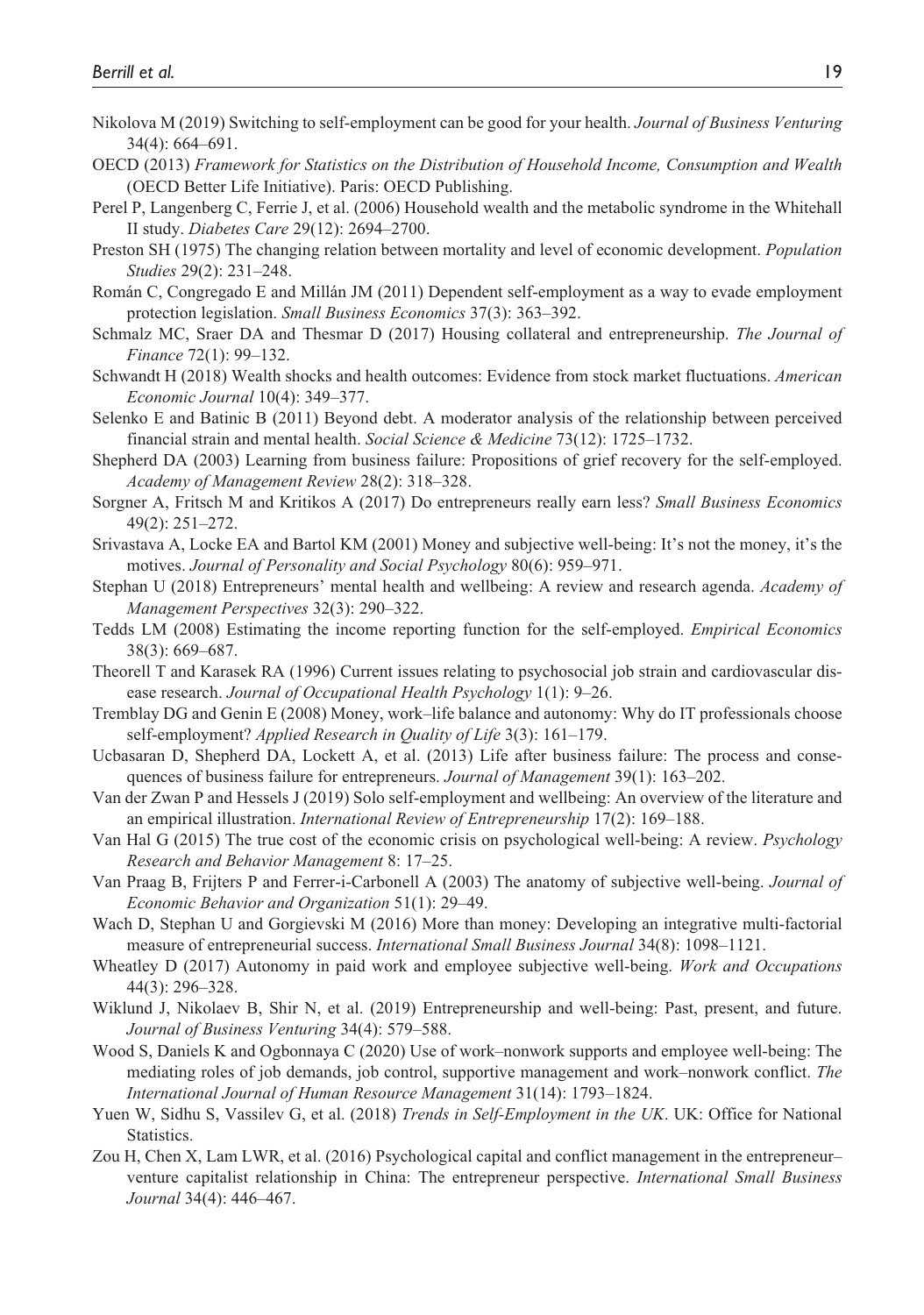Nikolova M (2019) Switching to self-employment can be good for your health. *Journal of Business Venturing* 34(4): 664–691.

OECD (2013) *Framework for Statistics on the Distribution of Household Income, Consumption and Wealth* (OECD Better Life Initiative). Paris: OECD Publishing.

Perel P, Langenberg C, Ferrie J, et al. (2006) Household wealth and the metabolic syndrome in the Whitehall II study. *Diabetes Care* 29(12): 2694–2700.

Preston SH (1975) The changing relation between mortality and level of economic development. *Population Studies* 29(2): 231–248.

Román C, Congregado E and Millán JM (2011) Dependent self-employment as a way to evade employment protection legislation. *Small Business Economics* 37(3): 363–392.

Schmalz MC, Sraer DA and Thesmar D (2017) Housing collateral and entrepreneurship. *The Journal of Finance* 72(1): 99–132.

Schwandt H (2018) Wealth shocks and health outcomes: Evidence from stock market fluctuations. *American Economic Journal* 10(4): 349–377.

Selenko E and Batinic B (2011) Beyond debt. A moderator analysis of the relationship between perceived financial strain and mental health. *Social Science & Medicine* 73(12): 1725–1732.

Shepherd DA (2003) Learning from business failure: Propositions of grief recovery for the self-employed. *Academy of Management Review* 28(2): 318–328.

Sorgner A, Fritsch M and Kritikos A (2017) Do entrepreneurs really earn less? *Small Business Economics* 49(2): 251–272.

Srivastava A, Locke EA and Bartol KM (2001) Money and subjective well-being: It's not the money, it's the motives. *Journal of Personality and Social Psychology* 80(6): 959–971.

Stephan U (2018) Entrepreneurs' mental health and wellbeing: A review and research agenda. *Academy of Management Perspectives* 32(3): 290–322.

Tedds LM (2008) Estimating the income reporting function for the self-employed. *Empirical Economics* 38(3): 669–687.

Theorell T and Karasek RA (1996) Current issues relating to psychosocial job strain and cardiovascular disease research. *Journal of Occupational Health Psychology* 1(1): 9–26.

Tremblay DG and Genin E (2008) Money, work–life balance and autonomy: Why do IT professionals choose self-employment? *Applied Research in Quality of Life* 3(3): 161–179.

Ucbasaran D, Shepherd DA, Lockett A, et al. (2013) Life after business failure: The process and consequences of business failure for entrepreneurs. *Journal of Management* 39(1): 163–202.

Van der Zwan P and Hessels J (2019) Solo self-employment and wellbeing: An overview of the literature and an empirical illustration. *International Review of Entrepreneurship* 17(2): 169–188.

Van Hal G (2015) The true cost of the economic crisis on psychological well-being: A review. *Psychology Research and Behavior Management* 8: 17–25.

Van Praag B, Frijters P and Ferrer-i-Carbonell A (2003) The anatomy of subjective well-being. *Journal of Economic Behavior and Organization* 51(1): 29–49.

Wach D, Stephan U and Gorgievski M (2016) More than money: Developing an integrative multi-factorial measure of entrepreneurial success. *International Small Business Journal* 34(8): 1098–1121.

Wheatley D (2017) Autonomy in paid work and employee subjective well-being. *Work and Occupations* 44(3): 296–328.

Wiklund J, Nikolaev B, Shir N, et al. (2019) Entrepreneurship and well-being: Past, present, and future. *Journal of Business Venturing* 34(4): 579–588.

Wood S, Daniels K and Ogbonnaya C (2020) Use of work–nonwork supports and employee well-being: The mediating roles of job demands, job control, supportive management and work–nonwork conflict. *The International Journal of Human Resource Management* 31(14): 1793–1824.

Yuen W, Sidhu S, Vassilev G, et al. (2018) *Trends in Self-Employment in the UK*. UK: Office for National Statistics.

Zou H, Chen X, Lam LWR, et al. (2016) Psychological capital and conflict management in the entrepreneur–venture capitalist relationship in China: The entrepreneur perspective. *International Small Business Journal* 34(4): 446–467.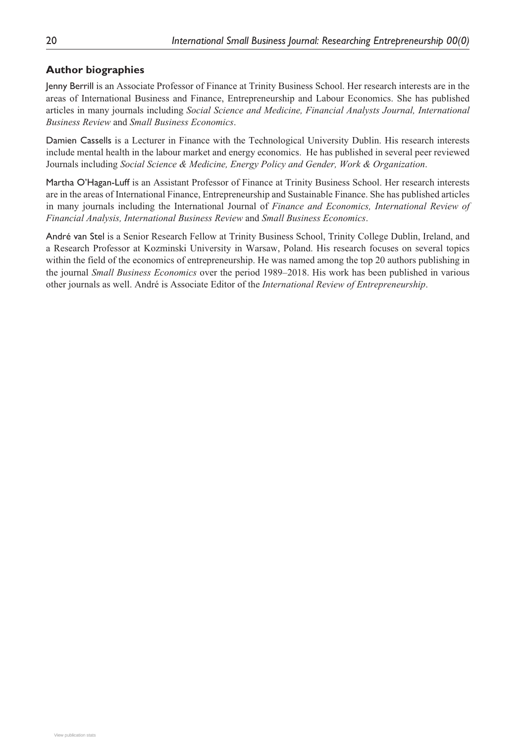## Author biographies

Jenny Berrill is an Associate Professor of Finance at Trinity Business School. Her research interests are in the areas of International Business and Finance, Entrepreneurship and Labour Economics. She has published articles in many journals including *Social Science and Medicine, Financial Analysts Journal, International Business Review* and *Small Business Economics*.

Damien Cassells is a Lecturer in Finance with the Technological University Dublin. His research interests include mental health in the labour market and energy economics. He has published in several peer reviewed Journals including *Social Science & Medicine, Energy Policy and Gender, Work & Organization*.

Martha O'Hagan-Luff is an Assistant Professor of Finance at Trinity Business School. Her research interests are in the areas of International Finance, Entrepreneurship and Sustainable Finance. She has published articles in many journals including the International Journal of *Finance and Economics, International Review of Financial Analysis, International Business Review* and *Small Business Economics*.

André van Stel is a Senior Research Fellow at Trinity Business School, Trinity College Dublin, Ireland, and a Research Professor at Kozminski University in Warsaw, Poland. His research focuses on several topics within the field of the economics of entrepreneurship. He was named among the top 20 authors publishing in the journal *Small Business Economics* over the period 1989–2018. His work has been published in various other journals as well. André is Associate Editor of the *International Review of Entrepreneurship*.